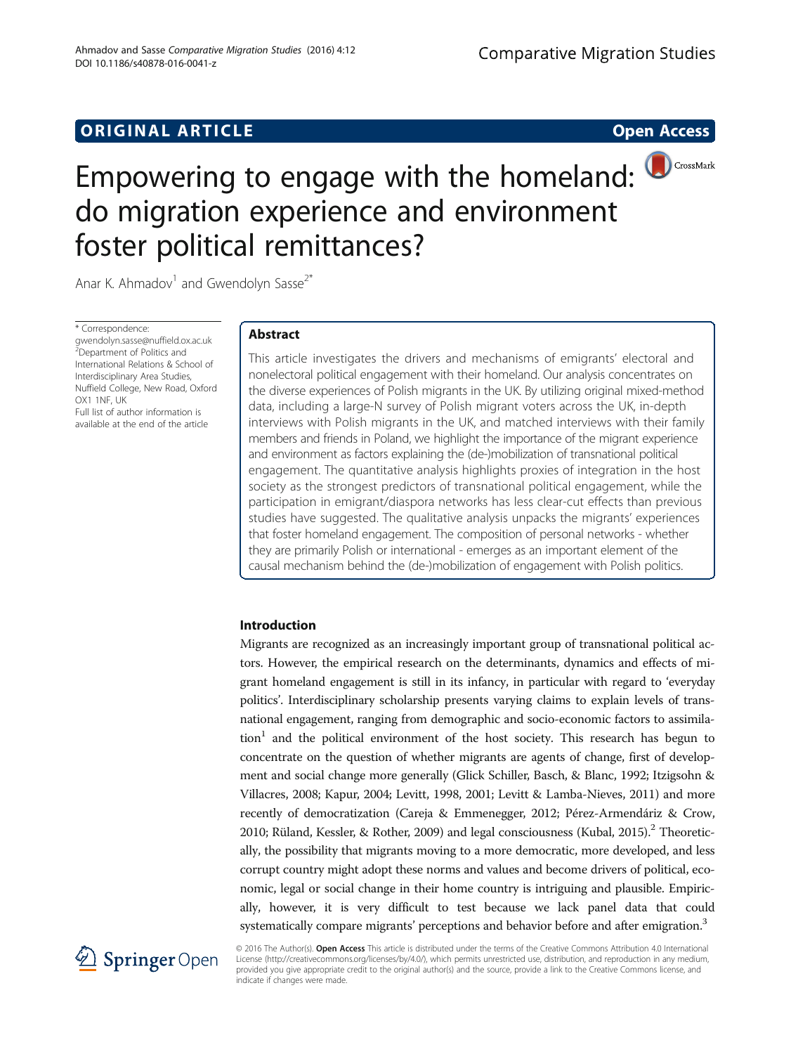ORIGINAL ARTICLE

Open Access

# Empowering to engage with the homeland: do migration experience and environment foster political remittances?

Anar K. Ahmadov[1] and Gwendolyn Sasse[2*]

\* Correspondence: gwendolyn.sasse@nuffield.ox.ac.uk
[2]Department of Politics and International Relations & School of Interdisciplinary Area Studies, Nuffield College, New Road, Oxford OX1 1NF, UK
Full list of author information is available at the end of the article

## Abstract

This article investigates the drivers and mechanisms of emigrants' electoral and nonelectoral political engagement with their homeland. Our analysis concentrates on the diverse experiences of Polish migrants in the UK. By utilizing original mixed-method data, including a large-N survey of Polish migrant voters across the UK, in-depth interviews with Polish migrants in the UK, and matched interviews with their family members and friends in Poland, we highlight the importance of the migrant experience and environment as factors explaining the (de-)mobilization of transnational political engagement. The quantitative analysis highlights proxies of integration in the host society as the strongest predictors of transnational political engagement, while the participation in emigrant/diaspora networks has less clear-cut effects than previous studies have suggested. The qualitative analysis unpacks the migrants' experiences that foster homeland engagement. The composition of personal networks - whether they are primarily Polish or international - emerges as an important element of the causal mechanism behind the (de-)mobilization of engagement with Polish politics.

## Introduction

Migrants are recognized as an increasingly important group of transnational political actors. However, the empirical research on the determinants, dynamics and effects of migrant homeland engagement is still in its infancy, in particular with regard to 'everyday politics'. Interdisciplinary scholarship presents varying claims to explain levels of transnational engagement, ranging from demographic and socio-economic factors to assimilation[1] and the political environment of the host society. This research has begun to concentrate on the question of whether migrants are agents of change, first of development and social change more generally (Glick Schiller, Basch, & Blanc, 1992; Itzigsohn & Villacres, 2008; Kapur, 2004; Levitt, 1998, 2001; Levitt & Lamba-Nieves, 2011) and more recently of democratization (Careja & Emmenegger, 2012; Pérez-Armendáriz & Crow, 2010; Rüland, Kessler, & Rother, 2009) and legal consciousness (Kubal, 2015).[2] Theoretically, the possibility that migrants moving to a more democratic, more developed, and less corrupt country might adopt these norms and values and become drivers of political, economic, legal or social change in their home country is intriguing and plausible. Empirically, however, it is very difficult to test because we lack panel data that could systematically compare migrants' perceptions and behavior before and after emigration.[3]

© 2016 The Author(s). **Open Access** This article is distributed under the terms of the Creative Commons Attribution 4.0 International License (http://creativecommons.org/licenses/by/4.0/), which permits unrestricted use, distribution, and reproduction in any medium, provided you give appropriate credit to the original author(s) and the source, provide a link to the Creative Commons license, and indicate if changes were made.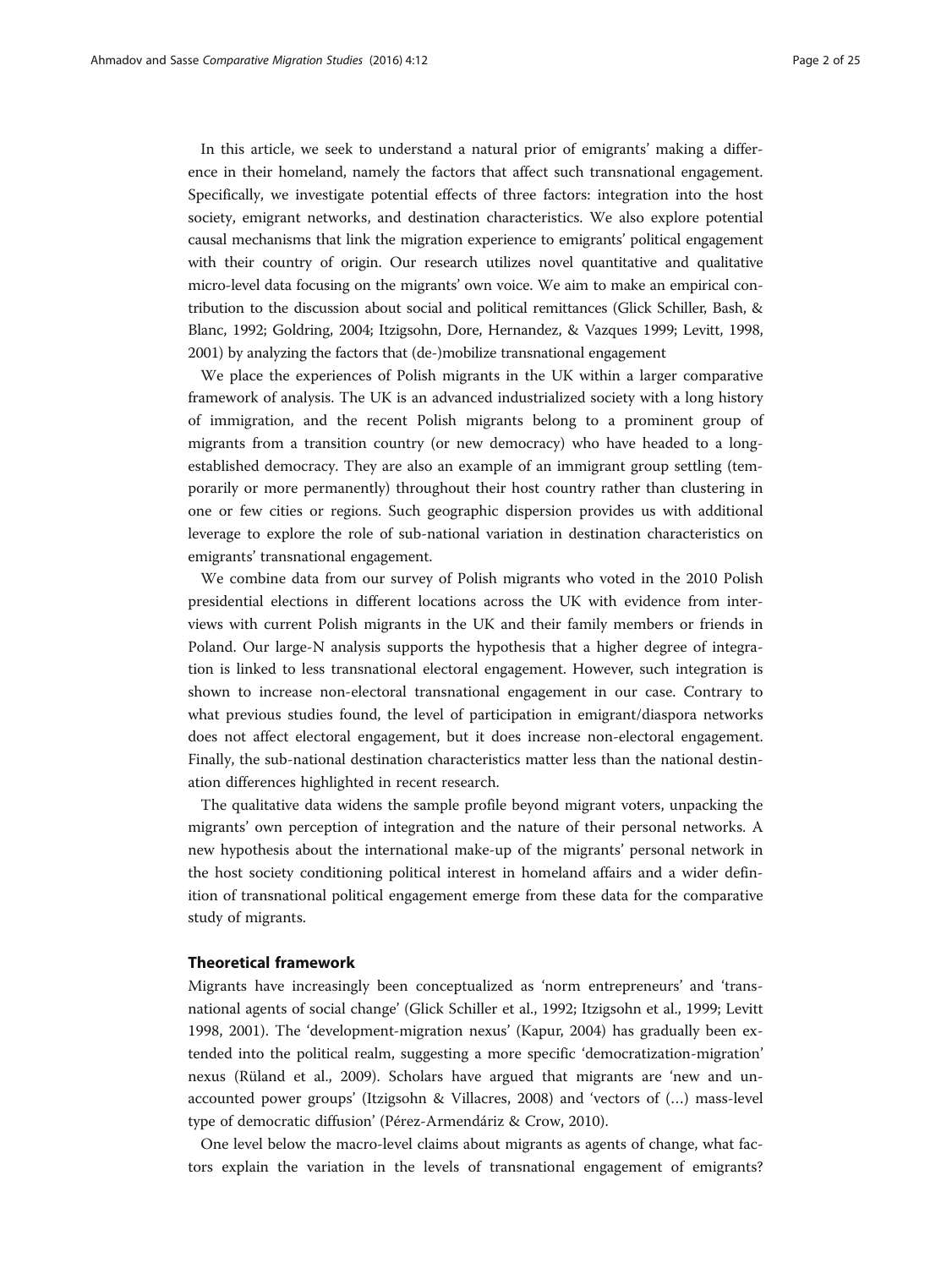In this article, we seek to understand a natural prior of emigrants' making a difference in their homeland, namely the factors that affect such transnational engagement. Specifically, we investigate potential effects of three factors: integration into the host society, emigrant networks, and destination characteristics. We also explore potential causal mechanisms that link the migration experience to emigrants' political engagement with their country of origin. Our research utilizes novel quantitative and qualitative micro-level data focusing on the migrants' own voice. We aim to make an empirical contribution to the discussion about social and political remittances (Glick Schiller, Bash, & Blanc, 1992; Goldring, 2004; Itzigsohn, Dore, Hernandez, & Vazques 1999; Levitt, 1998, 2001) by analyzing the factors that (de-)mobilize transnational engagement

We place the experiences of Polish migrants in the UK within a larger comparative framework of analysis. The UK is an advanced industrialized society with a long history of immigration, and the recent Polish migrants belong to a prominent group of migrants from a transition country (or new democracy) who have headed to a long-established democracy. They are also an example of an immigrant group settling (temporarily or more permanently) throughout their host country rather than clustering in one or few cities or regions. Such geographic dispersion provides us with additional leverage to explore the role of sub-national variation in destination characteristics on emigrants' transnational engagement.

We combine data from our survey of Polish migrants who voted in the 2010 Polish presidential elections in different locations across the UK with evidence from interviews with current Polish migrants in the UK and their family members or friends in Poland. Our large-N analysis supports the hypothesis that a higher degree of integration is linked to less transnational electoral engagement. However, such integration is shown to increase non-electoral transnational engagement in our case. Contrary to what previous studies found, the level of participation in emigrant/diaspora networks does not affect electoral engagement, but it does increase non-electoral engagement. Finally, the sub-national destination characteristics matter less than the national destination differences highlighted in recent research.

The qualitative data widens the sample profile beyond migrant voters, unpacking the migrants' own perception of integration and the nature of their personal networks. A new hypothesis about the international make-up of the migrants' personal network in the host society conditioning political interest in homeland affairs and a wider definition of transnational political engagement emerge from these data for the comparative study of migrants.

## Theoretical framework

Migrants have increasingly been conceptualized as 'norm entrepreneurs' and 'transnational agents of social change' (Glick Schiller et al., 1992; Itzigsohn et al., 1999; Levitt 1998, 2001). The 'development-migration nexus' (Kapur, 2004) has gradually been extended into the political realm, suggesting a more specific 'democratization-migration' nexus (Rüland et al., 2009). Scholars have argued that migrants are 'new and unaccounted power groups' (Itzigsohn & Villacres, 2008) and 'vectors of (…) mass-level type of democratic diffusion' (Pérez-Armendáriz & Crow, 2010).

One level below the macro-level claims about migrants as agents of change, what factors explain the variation in the levels of transnational engagement of emigrants?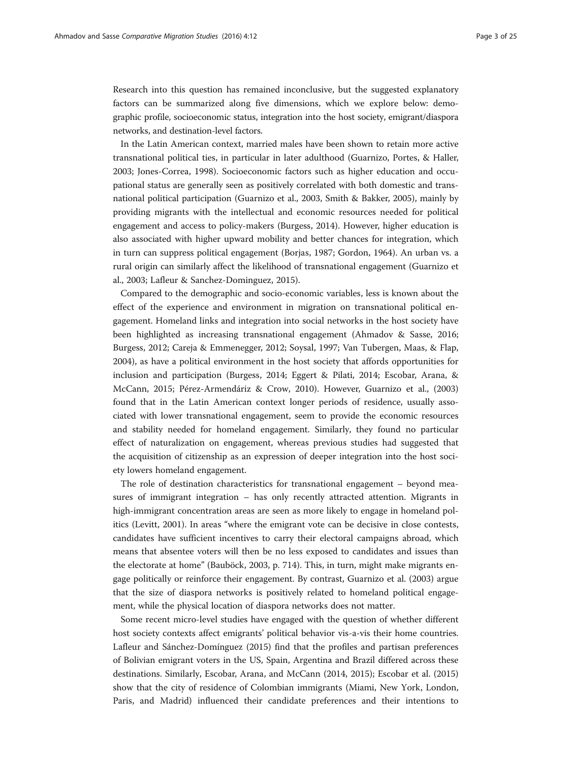Research into this question has remained inconclusive, but the suggested explanatory factors can be summarized along five dimensions, which we explore below: demographic profile, socioeconomic status, integration into the host society, emigrant/diaspora networks, and destination-level factors.

In the Latin American context, married males have been shown to retain more active transnational political ties, in particular in later adulthood (Guarnizo, Portes, & Haller, 2003; Jones-Correa, 1998). Socioeconomic factors such as higher education and occupational status are generally seen as positively correlated with both domestic and transnational political participation (Guarnizo et al., 2003, Smith & Bakker, 2005), mainly by providing migrants with the intellectual and economic resources needed for political engagement and access to policy-makers (Burgess, 2014). However, higher education is also associated with higher upward mobility and better chances for integration, which in turn can suppress political engagement (Borjas, 1987; Gordon, 1964). An urban vs. a rural origin can similarly affect the likelihood of transnational engagement (Guarnizo et al., 2003; Lafleur & Sanchez-Dominguez, 2015).

Compared to the demographic and socio-economic variables, less is known about the effect of the experience and environment in migration on transnational political engagement. Homeland links and integration into social networks in the host society have been highlighted as increasing transnational engagement (Ahmadov & Sasse, 2016; Burgess, 2012; Careja & Emmenegger, 2012; Soysal, 1997; Van Tubergen, Maas, & Flap, 2004), as have a political environment in the host society that affords opportunities for inclusion and participation (Burgess, 2014; Eggert & Pilati, 2014; Escobar, Arana, & McCann, 2015; Pérez-Armendáriz & Crow, 2010). However, Guarnizo et al., (2003) found that in the Latin American context longer periods of residence, usually associated with lower transnational engagement, seem to provide the economic resources and stability needed for homeland engagement. Similarly, they found no particular effect of naturalization on engagement, whereas previous studies had suggested that the acquisition of citizenship as an expression of deeper integration into the host society lowers homeland engagement.

The role of destination characteristics for transnational engagement – beyond measures of immigrant integration – has only recently attracted attention. Migrants in high-immigrant concentration areas are seen as more likely to engage in homeland politics (Levitt, 2001). In areas "where the emigrant vote can be decisive in close contests, candidates have sufficient incentives to carry their electoral campaigns abroad, which means that absentee voters will then be no less exposed to candidates and issues than the electorate at home" (Bauböck, 2003, p. 714). This, in turn, might make migrants engage politically or reinforce their engagement. By contrast, Guarnizo et al. (2003) argue that the size of diaspora networks is positively related to homeland political engagement, while the physical location of diaspora networks does not matter.

Some recent micro-level studies have engaged with the question of whether different host society contexts affect emigrants' political behavior vis-a-vis their home countries. Lafleur and Sánchez-Domínguez (2015) find that the profiles and partisan preferences of Bolivian emigrant voters in the US, Spain, Argentina and Brazil differed across these destinations. Similarly, Escobar, Arana, and McCann (2014, 2015); Escobar et al. (2015) show that the city of residence of Colombian immigrants (Miami, New York, London, Paris, and Madrid) influenced their candidate preferences and their intentions to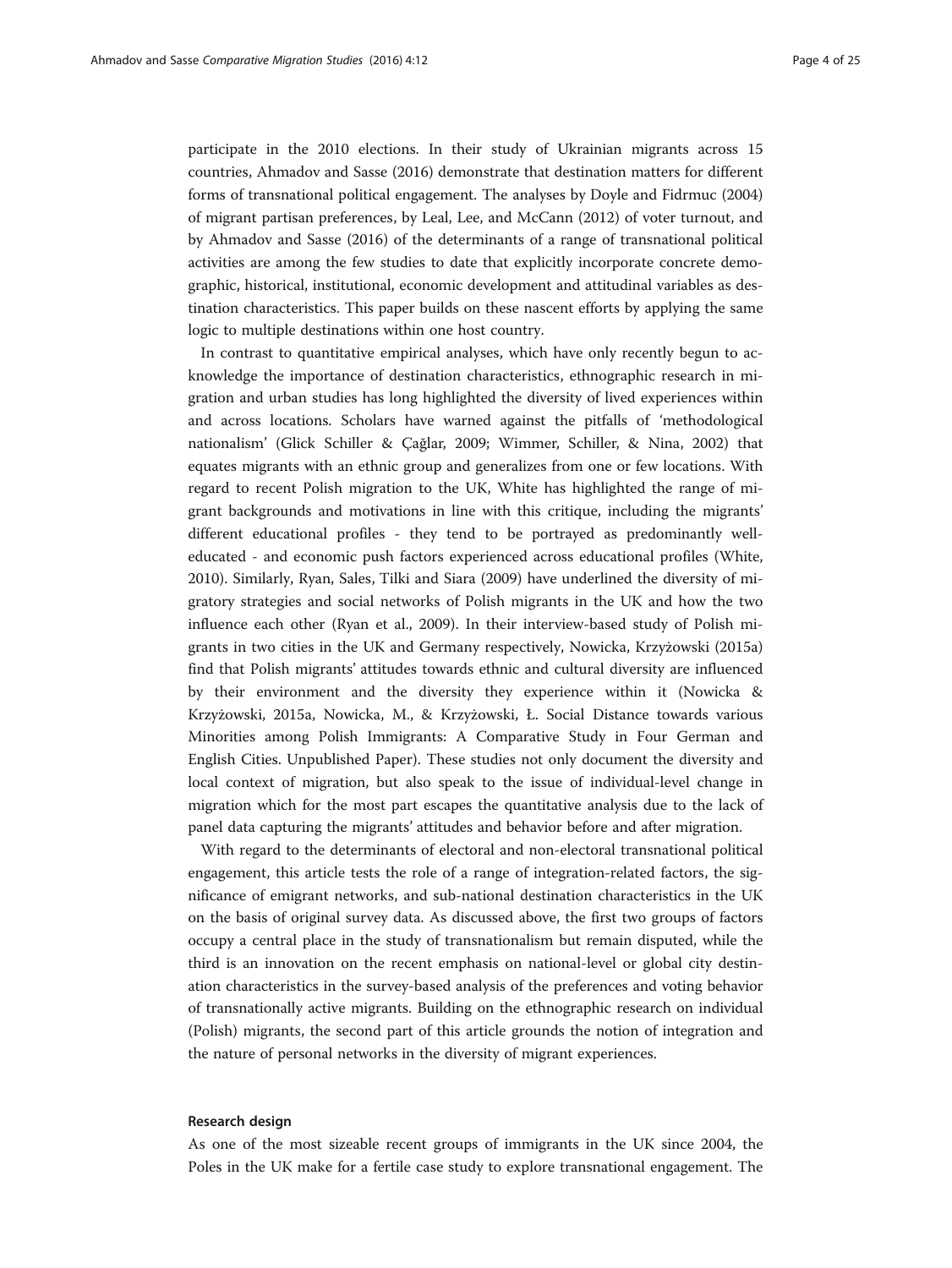participate in the 2010 elections. In their study of Ukrainian migrants across 15 countries, Ahmadov and Sasse (2016) demonstrate that destination matters for different forms of transnational political engagement. The analyses by Doyle and Fidrmuc (2004) of migrant partisan preferences, by Leal, Lee, and McCann (2012) of voter turnout, and by Ahmadov and Sasse (2016) of the determinants of a range of transnational political activities are among the few studies to date that explicitly incorporate concrete demographic, historical, institutional, economic development and attitudinal variables as destination characteristics. This paper builds on these nascent efforts by applying the same logic to multiple destinations within one host country.

In contrast to quantitative empirical analyses, which have only recently begun to acknowledge the importance of destination characteristics, ethnographic research in migration and urban studies has long highlighted the diversity of lived experiences within and across locations. Scholars have warned against the pitfalls of 'methodological nationalism' (Glick Schiller & Çağlar, 2009; Wimmer, Schiller, & Nina, 2002) that equates migrants with an ethnic group and generalizes from one or few locations. With regard to recent Polish migration to the UK, White has highlighted the range of migrant backgrounds and motivations in line with this critique, including the migrants' different educational profiles - they tend to be portrayed as predominantly well-educated - and economic push factors experienced across educational profiles (White, 2010). Similarly, Ryan, Sales, Tilki and Siara (2009) have underlined the diversity of migratory strategies and social networks of Polish migrants in the UK and how the two influence each other (Ryan et al., 2009). In their interview-based study of Polish migrants in two cities in the UK and Germany respectively, Nowicka, Krzyżowski (2015a) find that Polish migrants' attitudes towards ethnic and cultural diversity are influenced by their environment and the diversity they experience within it (Nowicka & Krzyżowski, 2015a, Nowicka, M., & Krzyżowski, Ł. Social Distance towards various Minorities among Polish Immigrants: A Comparative Study in Four German and English Cities. Unpublished Paper). These studies not only document the diversity and local context of migration, but also speak to the issue of individual-level change in migration which for the most part escapes the quantitative analysis due to the lack of panel data capturing the migrants' attitudes and behavior before and after migration.

With regard to the determinants of electoral and non-electoral transnational political engagement, this article tests the role of a range of integration-related factors, the significance of emigrant networks, and sub-national destination characteristics in the UK on the basis of original survey data. As discussed above, the first two groups of factors occupy a central place in the study of transnationalism but remain disputed, while the third is an innovation on the recent emphasis on national-level or global city destination characteristics in the survey-based analysis of the preferences and voting behavior of transnationally active migrants. Building on the ethnographic research on individual (Polish) migrants, the second part of this article grounds the notion of integration and the nature of personal networks in the diversity of migrant experiences.

## Research design

As one of the most sizeable recent groups of immigrants in the UK since 2004, the Poles in the UK make for a fertile case study to explore transnational engagement. The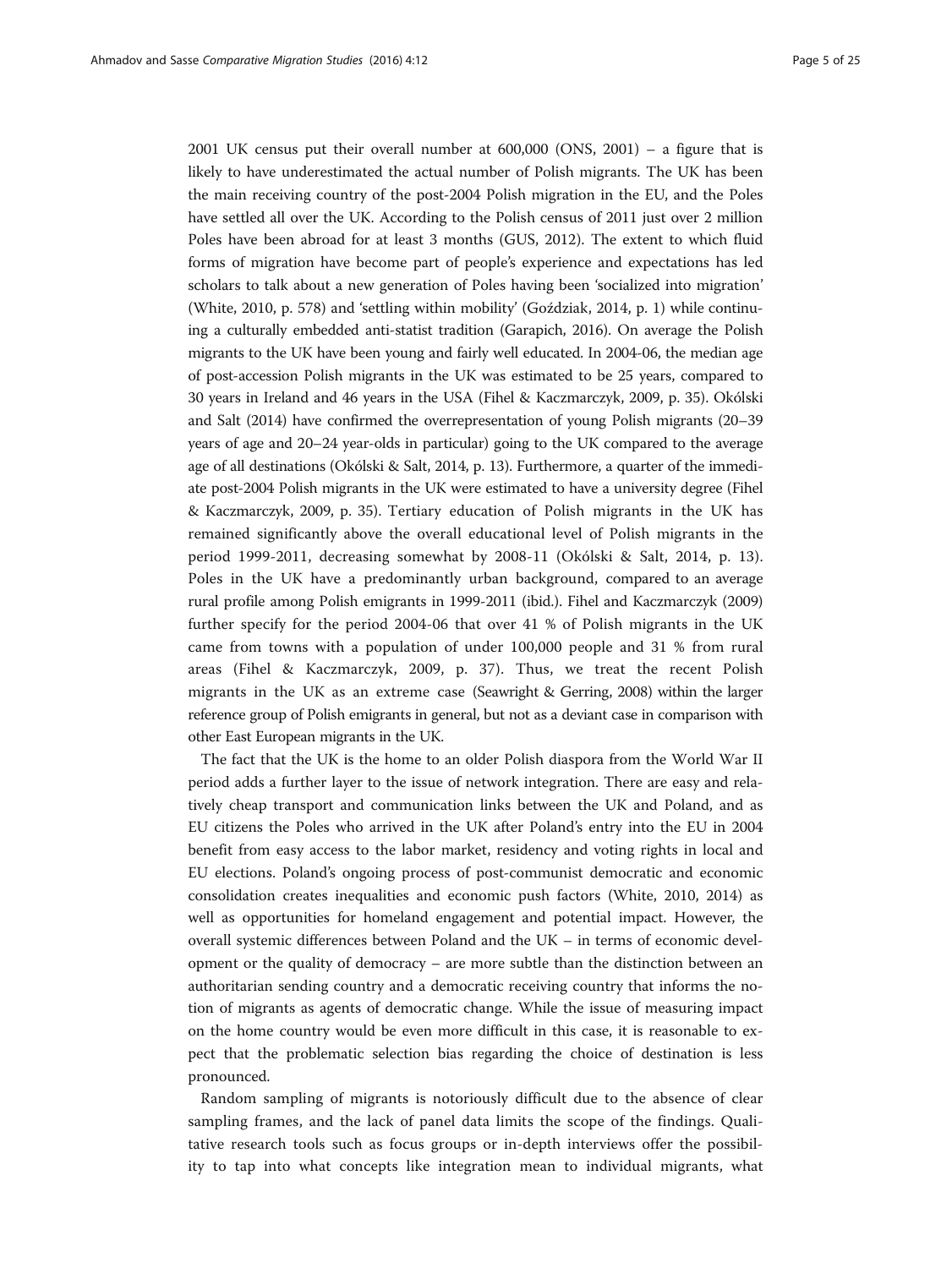2001 UK census put their overall number at 600,000 (ONS, 2001) – a figure that is likely to have underestimated the actual number of Polish migrants. The UK has been the main receiving country of the post-2004 Polish migration in the EU, and the Poles have settled all over the UK. According to the Polish census of 2011 just over 2 million Poles have been abroad for at least 3 months (GUS, 2012). The extent to which fluid forms of migration have become part of people's experience and expectations has led scholars to talk about a new generation of Poles having been 'socialized into migration' (White, 2010, p. 578) and 'settling within mobility' (Goździak, 2014, p. 1) while continuing a culturally embedded anti-statist tradition (Garapich, 2016). On average the Polish migrants to the UK have been young and fairly well educated. In 2004-06, the median age of post-accession Polish migrants in the UK was estimated to be 25 years, compared to 30 years in Ireland and 46 years in the USA (Fihel & Kaczmarczyk, 2009, p. 35). Okólski and Salt (2014) have confirmed the overrepresentation of young Polish migrants (20–39 years of age and 20–24 year-olds in particular) going to the UK compared to the average age of all destinations (Okólski & Salt, 2014, p. 13). Furthermore, a quarter of the immediate post-2004 Polish migrants in the UK were estimated to have a university degree (Fihel & Kaczmarczyk, 2009, p. 35). Tertiary education of Polish migrants in the UK has remained significantly above the overall educational level of Polish migrants in the period 1999-2011, decreasing somewhat by 2008-11 (Okólski & Salt, 2014, p. 13). Poles in the UK have a predominantly urban background, compared to an average rural profile among Polish emigrants in 1999-2011 (ibid.). Fihel and Kaczmarczyk (2009) further specify for the period 2004-06 that over 41 % of Polish migrants in the UK came from towns with a population of under 100,000 people and 31 % from rural areas (Fihel & Kaczmarczyk, 2009, p. 37). Thus, we treat the recent Polish migrants in the UK as an extreme case (Seawright & Gerring, 2008) within the larger reference group of Polish emigrants in general, but not as a deviant case in comparison with other East European migrants in the UK.

The fact that the UK is the home to an older Polish diaspora from the World War II period adds a further layer to the issue of network integration. There are easy and relatively cheap transport and communication links between the UK and Poland, and as EU citizens the Poles who arrived in the UK after Poland's entry into the EU in 2004 benefit from easy access to the labor market, residency and voting rights in local and EU elections. Poland's ongoing process of post-communist democratic and economic consolidation creates inequalities and economic push factors (White, 2010, 2014) as well as opportunities for homeland engagement and potential impact. However, the overall systemic differences between Poland and the UK – in terms of economic development or the quality of democracy – are more subtle than the distinction between an authoritarian sending country and a democratic receiving country that informs the notion of migrants as agents of democratic change. While the issue of measuring impact on the home country would be even more difficult in this case, it is reasonable to expect that the problematic selection bias regarding the choice of destination is less pronounced.

Random sampling of migrants is notoriously difficult due to the absence of clear sampling frames, and the lack of panel data limits the scope of the findings. Qualitative research tools such as focus groups or in-depth interviews offer the possibility to tap into what concepts like integration mean to individual migrants, what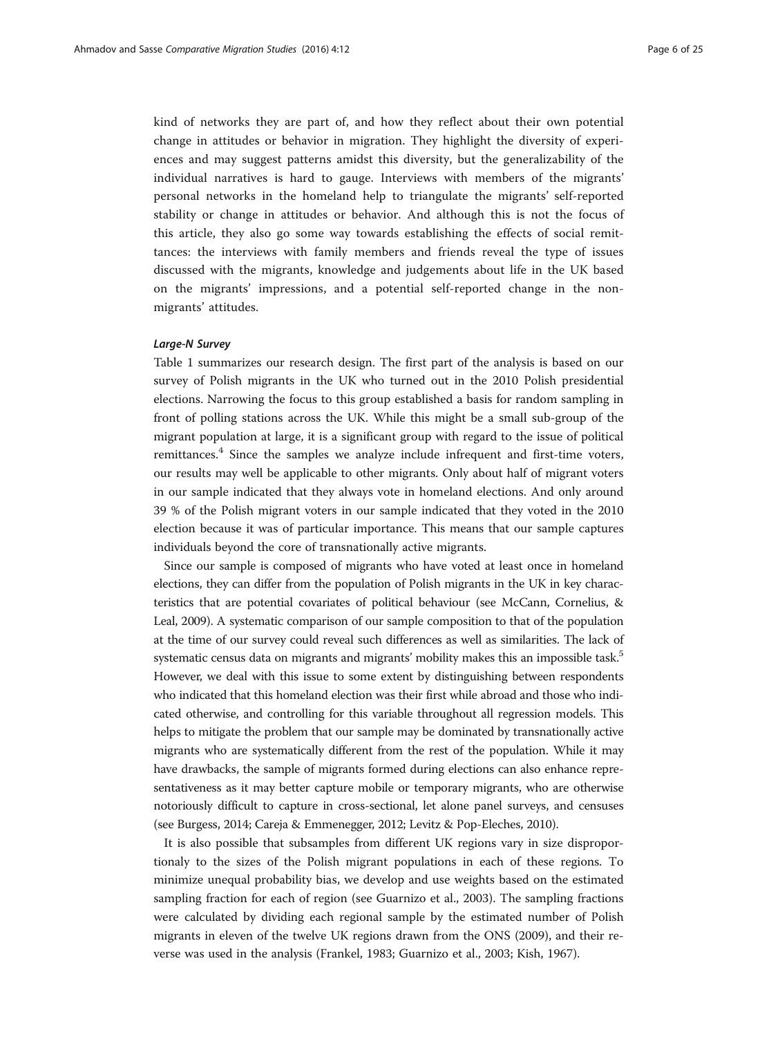kind of networks they are part of, and how they reflect about their own potential change in attitudes or behavior in migration. They highlight the diversity of experiences and may suggest patterns amidst this diversity, but the generalizability of the individual narratives is hard to gauge. Interviews with members of the migrants' personal networks in the homeland help to triangulate the migrants' self-reported stability or change in attitudes or behavior. And although this is not the focus of this article, they also go some way towards establishing the effects of social remittances: the interviews with family members and friends reveal the type of issues discussed with the migrants, knowledge and judgements about life in the UK based on the migrants' impressions, and a potential self-reported change in the non-migrants' attitudes.

#### *Large-N Survey*

Table 1 summarizes our research design. The first part of the analysis is based on our survey of Polish migrants in the UK who turned out in the 2010 Polish presidential elections. Narrowing the focus to this group established a basis for random sampling in front of polling stations across the UK. While this might be a small sub-group of the migrant population at large, it is a significant group with regard to the issue of political remittances.[4] Since the samples we analyze include infrequent and first-time voters, our results may well be applicable to other migrants. Only about half of migrant voters in our sample indicated that they always vote in homeland elections. And only around 39 % of the Polish migrant voters in our sample indicated that they voted in the 2010 election because it was of particular importance. This means that our sample captures individuals beyond the core of transnationally active migrants.

Since our sample is composed of migrants who have voted at least once in homeland elections, they can differ from the population of Polish migrants in the UK in key characteristics that are potential covariates of political behaviour (see McCann, Cornelius, & Leal, 2009). A systematic comparison of our sample composition to that of the population at the time of our survey could reveal such differences as well as similarities. The lack of systematic census data on migrants and migrants' mobility makes this an impossible task.[5] However, we deal with this issue to some extent by distinguishing between respondents who indicated that this homeland election was their first while abroad and those who indicated otherwise, and controlling for this variable throughout all regression models. This helps to mitigate the problem that our sample may be dominated by transnationally active migrants who are systematically different from the rest of the population. While it may have drawbacks, the sample of migrants formed during elections can also enhance representativeness as it may better capture mobile or temporary migrants, who are otherwise notoriously difficult to capture in cross-sectional, let alone panel surveys, and censuses (see Burgess, 2014; Careja & Emmenegger, 2012; Levitz & Pop-Eleches, 2010).

It is also possible that subsamples from different UK regions vary in size disproportionaly to the sizes of the Polish migrant populations in each of these regions. To minimize unequal probability bias, we develop and use weights based on the estimated sampling fraction for each of region (see Guarnizo et al., 2003). The sampling fractions were calculated by dividing each regional sample by the estimated number of Polish migrants in eleven of the twelve UK regions drawn from the ONS (2009), and their reverse was used in the analysis (Frankel, 1983; Guarnizo et al., 2003; Kish, 1967).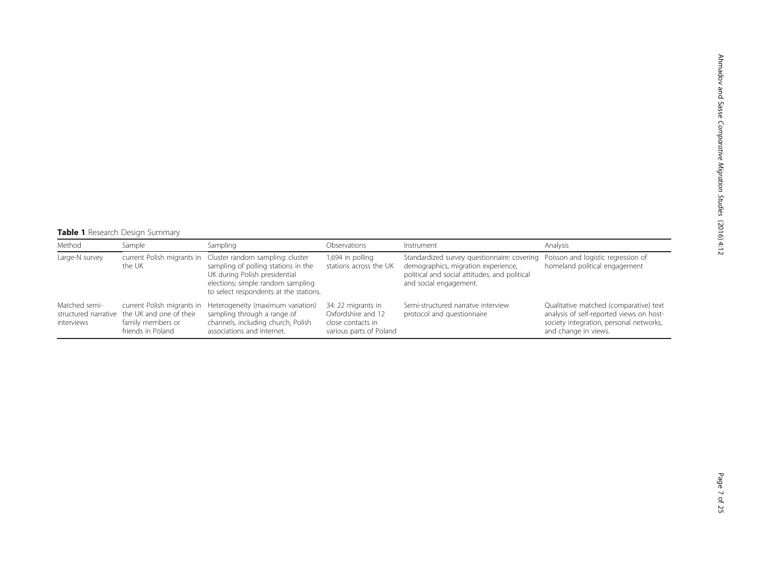**Table 1** Research Design Summary

| Method | Sample | Sampling | Observations | Instrument | Analysis |
| --- | --- | --- | --- | --- | --- |
| Large-N survey | current Polish migrants in the UK | Cluster random sampling: cluster sampling of polling stations in the UK during Polish presidential elections; simple random sampling to select respondents at the stations. | 1,694 in polling stations across the UK | Standardized survey questionnaire: covering demographics, migration experience, political and social attitudes, and political and social engagement. | Poisson and logistic regression of homeland political engagement |
| Matched semi-structured narrative interviews | current Polish migrants in the UK and one of their family members or friends in Poland | Heterogeneity (maximum variation) sampling through a range of channels, including church, Polish associations and Internet. | 34: 22 migrants in Oxfordshire and 12 close contacts in various parts of Poland | Semi-structured narratve interview protocol and questionnaire | Qualitative matched (comparative) text analysis of self-reported views on host-society integration, personal networks, and change in views. |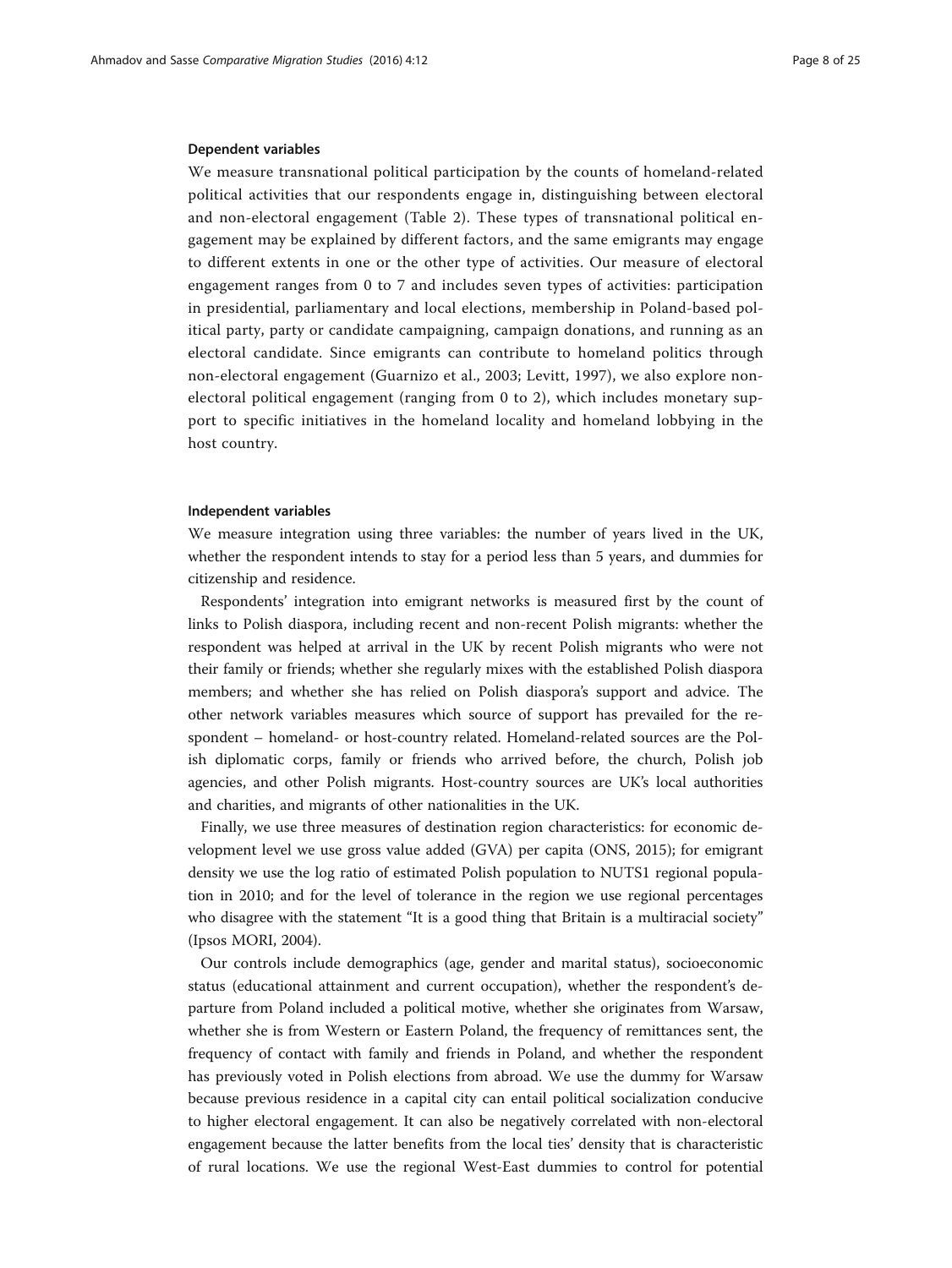### Dependent variables

We measure transnational political participation by the counts of homeland-related political activities that our respondents engage in, distinguishing between electoral and non-electoral engagement (Table 2). These types of transnational political engagement may be explained by different factors, and the same emigrants may engage to different extents in one or the other type of activities. Our measure of electoral engagement ranges from 0 to 7 and includes seven types of activities: participation in presidential, parliamentary and local elections, membership in Poland-based political party, party or candidate campaigning, campaign donations, and running as an electoral candidate. Since emigrants can contribute to homeland politics through non-electoral engagement (Guarnizo et al., 2003; Levitt, 1997), we also explore non-electoral political engagement (ranging from 0 to 2), which includes monetary support to specific initiatives in the homeland locality and homeland lobbying in the host country.

### Independent variables

We measure integration using three variables: the number of years lived in the UK, whether the respondent intends to stay for a period less than 5 years, and dummies for citizenship and residence.

Respondents' integration into emigrant networks is measured first by the count of links to Polish diaspora, including recent and non-recent Polish migrants: whether the respondent was helped at arrival in the UK by recent Polish migrants who were not their family or friends; whether she regularly mixes with the established Polish diaspora members; and whether she has relied on Polish diaspora's support and advice. The other network variables measures which source of support has prevailed for the respondent – homeland- or host-country related. Homeland-related sources are the Polish diplomatic corps, family or friends who arrived before, the church, Polish job agencies, and other Polish migrants. Host-country sources are UK's local authorities and charities, and migrants of other nationalities in the UK.

Finally, we use three measures of destination region characteristics: for economic development level we use gross value added (GVA) per capita (ONS, 2015); for emigrant density we use the log ratio of estimated Polish population to NUTS1 regional population in 2010; and for the level of tolerance in the region we use regional percentages who disagree with the statement "It is a good thing that Britain is a multiracial society" (Ipsos MORI, 2004).

Our controls include demographics (age, gender and marital status), socioeconomic status (educational attainment and current occupation), whether the respondent's departure from Poland included a political motive, whether she originates from Warsaw, whether she is from Western or Eastern Poland, the frequency of remittances sent, the frequency of contact with family and friends in Poland, and whether the respondent has previously voted in Polish elections from abroad. We use the dummy for Warsaw because previous residence in a capital city can entail political socialization conducive to higher electoral engagement. It can also be negatively correlated with non-electoral engagement because the latter benefits from the local ties' density that is characteristic of rural locations. We use the regional West-East dummies to control for potential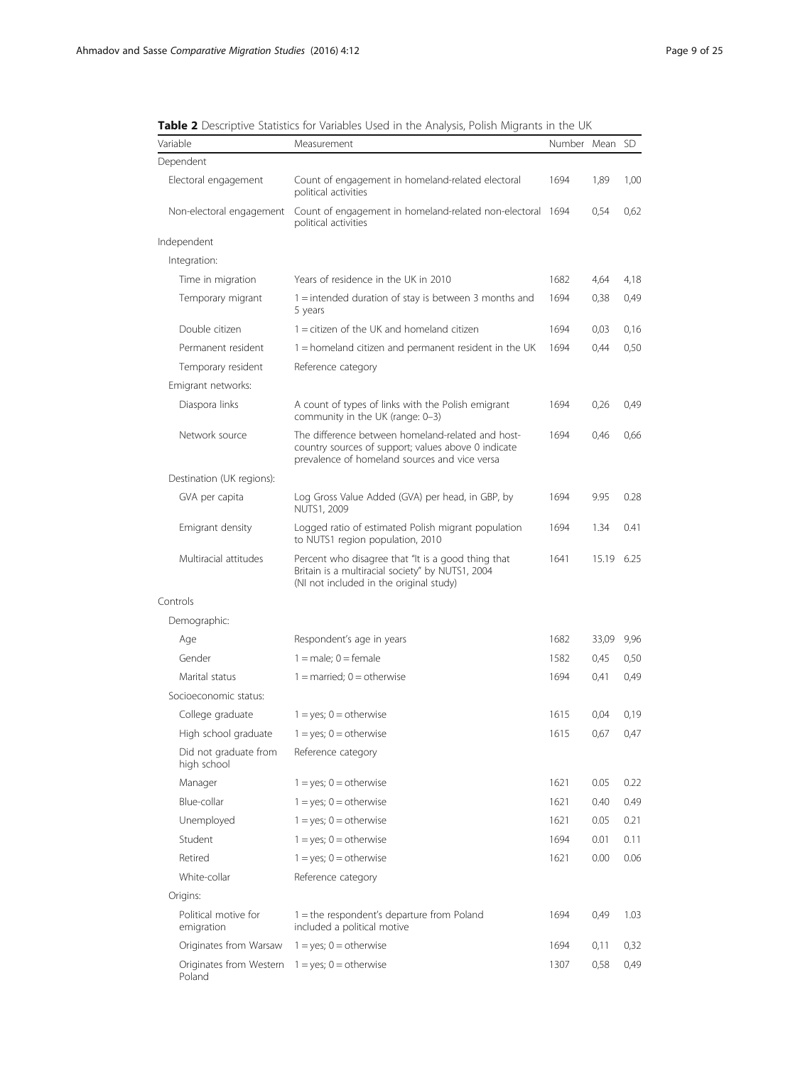**Table 2** Descriptive Statistics for Variables Used in the Analysis, Polish Migrants in the UK

| Variable | Measurement | Number | Mean | SD |
|---|---|---|---|---|
| Dependent | | | | |
| Electoral engagement | Count of engagement in homeland-related electoral political activities | 1694 | 1,89 | 1,00 |
| Non-electoral engagement | Count of engagement in homeland-related non-electoral political activities | 1694 | 0,54 | 0,62 |
| Independent | | | | |
| Integration: | | | | |
| Time in migration | Years of residence in the UK in 2010 | 1682 | 4,64 | 4,18 |
| Temporary migrant | 1 = intended duration of stay is between 3 months and 5 years | 1694 | 0,38 | 0,49 |
| Double citizen | 1 = citizen of the UK and homeland citizen | 1694 | 0,03 | 0,16 |
| Permanent resident | 1 = homeland citizen and permanent resident in the UK | 1694 | 0,44 | 0,50 |
| Temporary resident | Reference category | | | |
| Emigrant networks: | | | | |
| Diaspora links | A count of types of links with the Polish emigrant community in the UK (range: 0–3) | 1694 | 0,26 | 0,49 |
| Network source | The difference between homeland-related and host-country sources of support; values above 0 indicate prevalence of homeland sources and vice versa | 1694 | 0,46 | 0,66 |
| Destination (UK regions): | | | | |
| GVA per capita | Log Gross Value Added (GVA) per head, in GBP, by NUTS1, 2009 | 1694 | 9.95 | 0.28 |
| Emigrant density | Logged ratio of estimated Polish migrant population to NUTS1 region population, 2010 | 1694 | 1.34 | 0.41 |
| Multiracial attitudes | Percent who disagree that "It is a good thing that Britain is a multiracial society" by NUTS1, 2004 (NI not included in the original study) | 1641 | 15.19 | 6.25 |
| Controls | | | | |
| Demographic: | | | | |
| Age | Respondent's age in years | 1682 | 33,09 | 9,96 |
| Gender | 1 = male; 0 = female | 1582 | 0,45 | 0,50 |
| Marital status | 1 = married; 0 = otherwise | 1694 | 0,41 | 0,49 |
| Socioeconomic status: | | | | |
| College graduate | 1 = yes; 0 = otherwise | 1615 | 0,04 | 0,19 |
| High school graduate | 1 = yes; 0 = otherwise | 1615 | 0,67 | 0,47 |
| Did not graduate from high school | Reference category | | | |
| Manager | 1 = yes; 0 = otherwise | 1621 | 0.05 | 0.22 |
| Blue-collar | 1 = yes; 0 = otherwise | 1621 | 0.40 | 0.49 |
| Unemployed | 1 = yes; 0 = otherwise | 1621 | 0.05 | 0.21 |
| Student | 1 = yes; 0 = otherwise | 1694 | 0.01 | 0.11 |
| Retired | 1 = yes; 0 = otherwise | 1621 | 0.00 | 0.06 |
| White-collar | Reference category | | | |
| Origins: | | | | |
| Political motive for emigration | 1 = the respondent's departure from Poland included a political motive | 1694 | 0,49 | 1.03 |
| Originates from Warsaw | 1 = yes; 0 = otherwise | 1694 | 0,11 | 0,32 |
| Originates from Western Poland | 1 = yes; 0 = otherwise | 1307 | 0,58 | 0,49 |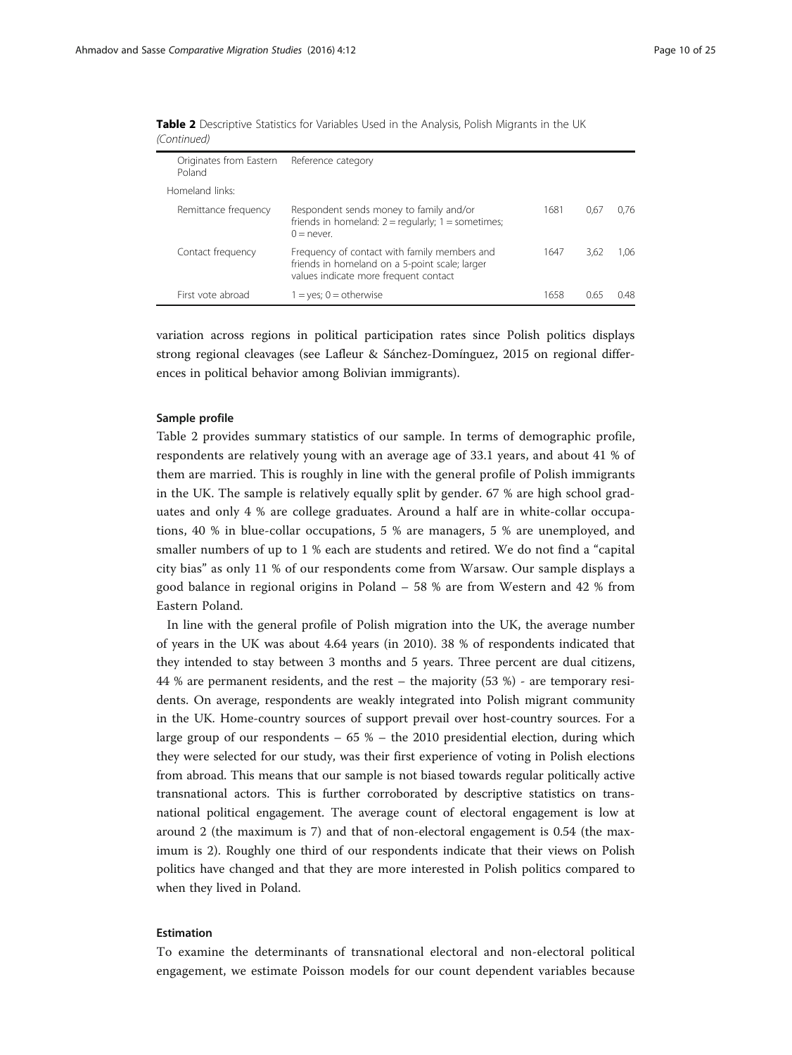**Table 2** Descriptive Statistics for Variables Used in the Analysis, Polish Migrants in the UK *(Continued)*

| | | | | |
|---|---|---|---|---|
| Originates from Eastern Poland | Reference category | | | |
| Homeland links: | | | | |
| Remittance frequency | Respondent sends money to family and/or friends in homeland: 2 = regularly; 1 = sometimes; 0 = never. | 1681 | 0,67 | 0,76 |
| Contact frequency | Frequency of contact with family members and friends in homeland on a 5-point scale; larger values indicate more frequent contact | 1647 | 3,62 | 1,06 |
| First vote abroad | 1 = yes; 0 = otherwise | 1658 | 0.65 | 0.48 |

variation across regions in political participation rates since Polish politics displays strong regional cleavages (see Lafleur & Sánchez-Domínguez, 2015 on regional differences in political behavior among Bolivian immigrants).

### Sample profile

Table 2 provides summary statistics of our sample. In terms of demographic profile, respondents are relatively young with an average age of 33.1 years, and about 41 % of them are married. This is roughly in line with the general profile of Polish immigrants in the UK. The sample is relatively equally split by gender. 67 % are high school graduates and only 4 % are college graduates. Around a half are in white-collar occupations, 40 % in blue-collar occupations, 5 % are managers, 5 % are unemployed, and smaller numbers of up to 1 % each are students and retired. We do not find a "capital city bias" as only 11 % of our respondents come from Warsaw. Our sample displays a good balance in regional origins in Poland – 58 % are from Western and 42 % from Eastern Poland.

In line with the general profile of Polish migration into the UK, the average number of years in the UK was about 4.64 years (in 2010). 38 % of respondents indicated that they intended to stay between 3 months and 5 years. Three percent are dual citizens, 44 % are permanent residents, and the rest – the majority (53 %) - are temporary residents. On average, respondents are weakly integrated into Polish migrant community in the UK. Home-country sources of support prevail over host-country sources. For a large group of our respondents – 65 % – the 2010 presidential election, during which they were selected for our study, was their first experience of voting in Polish elections from abroad. This means that our sample is not biased towards regular politically active transnational actors. This is further corroborated by descriptive statistics on transnational political engagement. The average count of electoral engagement is low at around 2 (the maximum is 7) and that of non-electoral engagement is 0.54 (the maximum is 2). Roughly one third of our respondents indicate that their views on Polish politics have changed and that they are more interested in Polish politics compared to when they lived in Poland.

### Estimation

To examine the determinants of transnational electoral and non-electoral political engagement, we estimate Poisson models for our count dependent variables because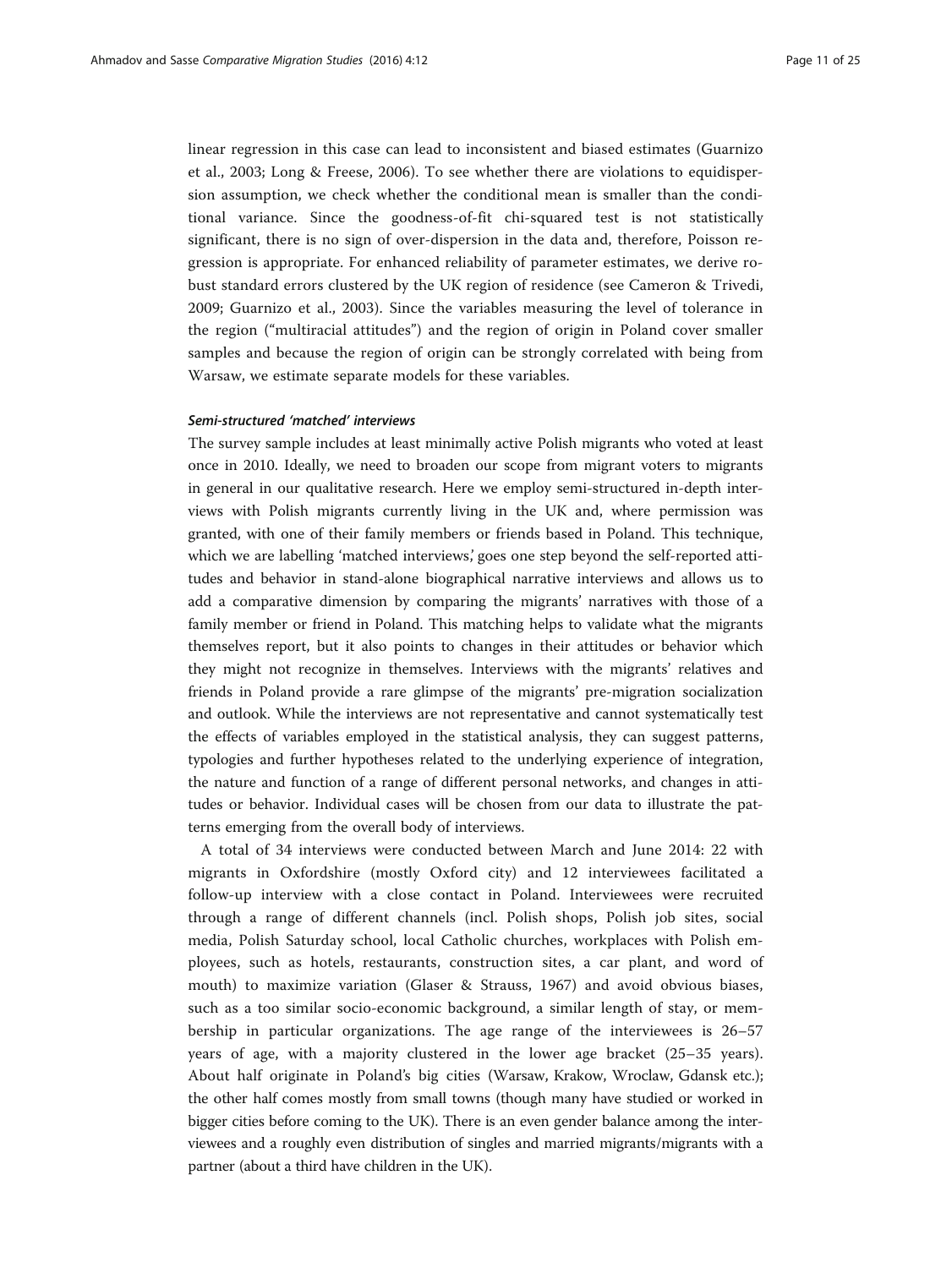linear regression in this case can lead to inconsistent and biased estimates (Guarnizo et al., 2003; Long & Freese, 2006). To see whether there are violations to equidispersion assumption, we check whether the conditional mean is smaller than the conditional variance. Since the goodness-of-fit chi-squared test is not statistically significant, there is no sign of over-dispersion in the data and, therefore, Poisson regression is appropriate. For enhanced reliability of parameter estimates, we derive robust standard errors clustered by the UK region of residence (see Cameron & Trivedi, 2009; Guarnizo et al., 2003). Since the variables measuring the level of tolerance in the region ("multiracial attitudes") and the region of origin in Poland cover smaller samples and because the region of origin can be strongly correlated with being from Warsaw, we estimate separate models for these variables.

#### *Semi-structured 'matched' interviews*

The survey sample includes at least minimally active Polish migrants who voted at least once in 2010. Ideally, we need to broaden our scope from migrant voters to migrants in general in our qualitative research. Here we employ semi-structured in-depth interviews with Polish migrants currently living in the UK and, where permission was granted, with one of their family members or friends based in Poland. This technique, which we are labelling 'matched interviews,' goes one step beyond the self-reported attitudes and behavior in stand-alone biographical narrative interviews and allows us to add a comparative dimension by comparing the migrants' narratives with those of a family member or friend in Poland. This matching helps to validate what the migrants themselves report, but it also points to changes in their attitudes or behavior which they might not recognize in themselves. Interviews with the migrants' relatives and friends in Poland provide a rare glimpse of the migrants' pre-migration socialization and outlook. While the interviews are not representative and cannot systematically test the effects of variables employed in the statistical analysis, they can suggest patterns, typologies and further hypotheses related to the underlying experience of integration, the nature and function of a range of different personal networks, and changes in attitudes or behavior. Individual cases will be chosen from our data to illustrate the patterns emerging from the overall body of interviews.

A total of 34 interviews were conducted between March and June 2014: 22 with migrants in Oxfordshire (mostly Oxford city) and 12 interviewees facilitated a follow-up interview with a close contact in Poland. Interviewees were recruited through a range of different channels (incl. Polish shops, Polish job sites, social media, Polish Saturday school, local Catholic churches, workplaces with Polish employees, such as hotels, restaurants, construction sites, a car plant, and word of mouth) to maximize variation (Glaser & Strauss, 1967) and avoid obvious biases, such as a too similar socio-economic background, a similar length of stay, or membership in particular organizations. The age range of the interviewees is 26–57 years of age, with a majority clustered in the lower age bracket (25–35 years). About half originate in Poland's big cities (Warsaw, Krakow, Wroclaw, Gdansk etc.); the other half comes mostly from small towns (though many have studied or worked in bigger cities before coming to the UK). There is an even gender balance among the interviewees and a roughly even distribution of singles and married migrants/migrants with a partner (about a third have children in the UK).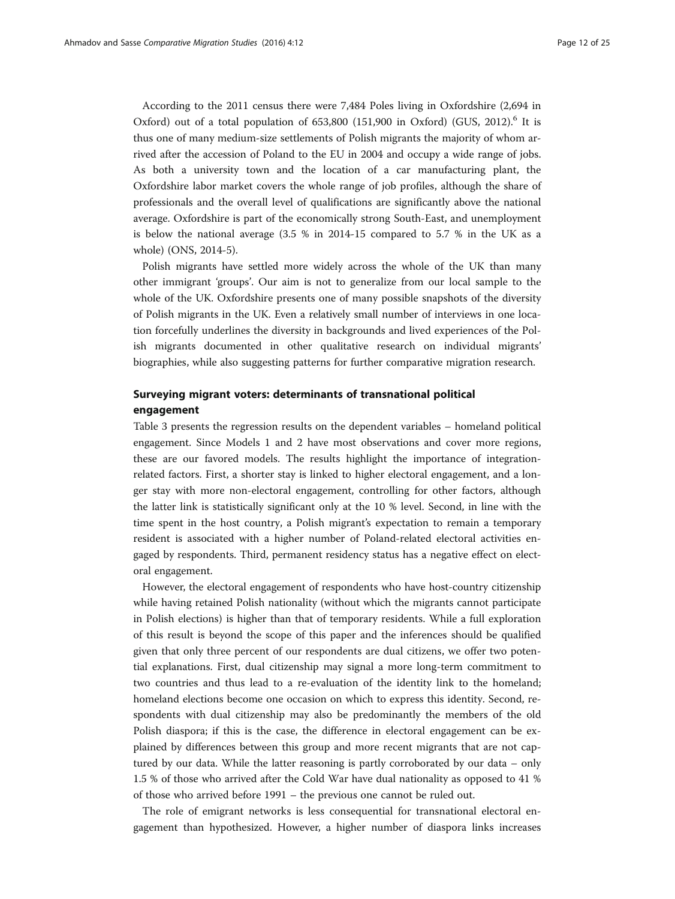According to the 2011 census there were 7,484 Poles living in Oxfordshire (2,694 in Oxford) out of a total population of 653,800 (151,900 in Oxford) (GUS, 2012).[6] It is thus one of many medium-size settlements of Polish migrants the majority of whom arrived after the accession of Poland to the EU in 2004 and occupy a wide range of jobs. As both a university town and the location of a car manufacturing plant, the Oxfordshire labor market covers the whole range of job profiles, although the share of professionals and the overall level of qualifications are significantly above the national average. Oxfordshire is part of the economically strong South-East, and unemployment is below the national average (3.5 % in 2014-15 compared to 5.7 % in the UK as a whole) (ONS, 2014-5).

Polish migrants have settled more widely across the whole of the UK than many other immigrant 'groups'. Our aim is not to generalize from our local sample to the whole of the UK. Oxfordshire presents one of many possible snapshots of the diversity of Polish migrants in the UK. Even a relatively small number of interviews in one location forcefully underlines the diversity in backgrounds and lived experiences of the Polish migrants documented in other qualitative research on individual migrants' biographies, while also suggesting patterns for further comparative migration research.

## Surveying migrant voters: determinants of transnational political engagement

Table 3 presents the regression results on the dependent variables – homeland political engagement. Since Models 1 and 2 have most observations and cover more regions, these are our favored models. The results highlight the importance of integration-related factors. First, a shorter stay is linked to higher electoral engagement, and a longer stay with more non-electoral engagement, controlling for other factors, although the latter link is statistically significant only at the 10 % level. Second, in line with the time spent in the host country, a Polish migrant's expectation to remain a temporary resident is associated with a higher number of Poland-related electoral activities engaged by respondents. Third, permanent residency status has a negative effect on electoral engagement.

However, the electoral engagement of respondents who have host-country citizenship while having retained Polish nationality (without which the migrants cannot participate in Polish elections) is higher than that of temporary residents. While a full exploration of this result is beyond the scope of this paper and the inferences should be qualified given that only three percent of our respondents are dual citizens, we offer two potential explanations. First, dual citizenship may signal a more long-term commitment to two countries and thus lead to a re-evaluation of the identity link to the homeland; homeland elections become one occasion on which to express this identity. Second, respondents with dual citizenship may also be predominantly the members of the old Polish diaspora; if this is the case, the difference in electoral engagement can be explained by differences between this group and more recent migrants that are not captured by our data. While the latter reasoning is partly corroborated by our data – only 1.5 % of those who arrived after the Cold War have dual nationality as opposed to 41 % of those who arrived before 1991 – the previous one cannot be ruled out.

The role of emigrant networks is less consequential for transnational electoral engagement than hypothesized. However, a higher number of diaspora links increases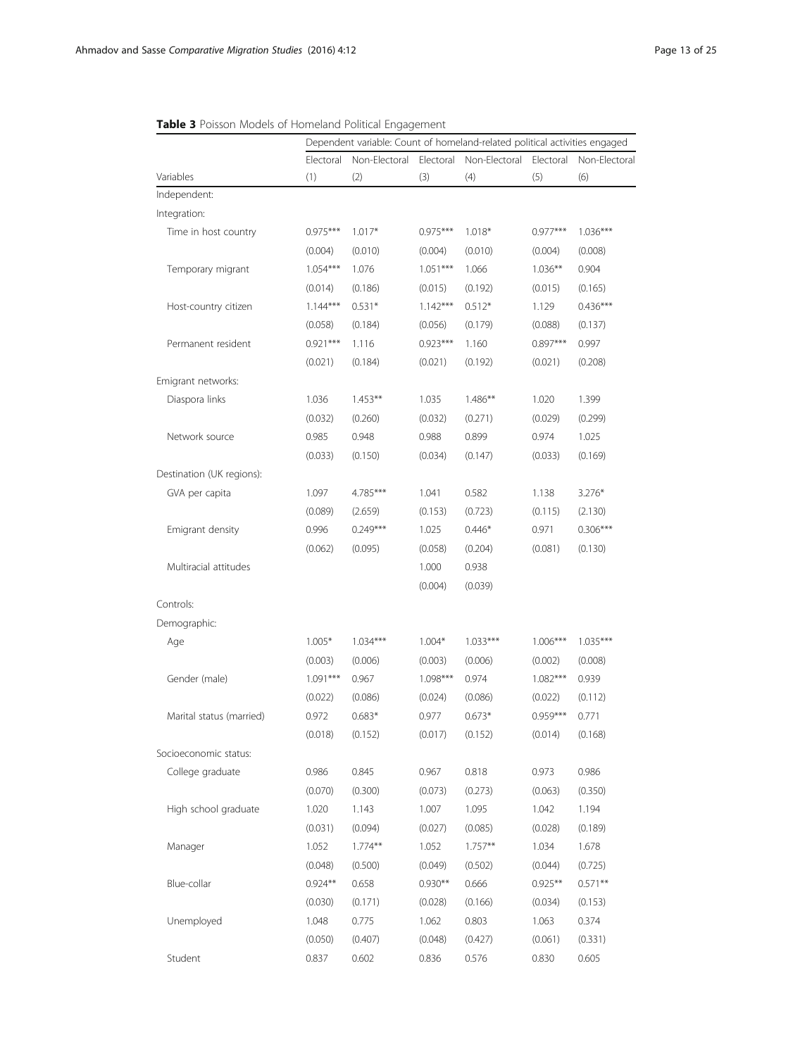**Table 3** Poisson Models of Homeland Political Engagement

| | Dependent variable: Count of homeland-related political activities engaged | | | | | |
|---|---|---|---|---|---|---|
| | Electoral | Non-Electoral | Electoral | Non-Electoral | Electoral | Non-Electoral |
| Variables | (1) | (2) | (3) | (4) | (5) | (6) |
| Independent: | | | | | | |
| Integration: | | | | | | |
| Time in host country | 0.975*** | 1.017* | 0.975*** | 1.018* | 0.977*** | 1.036*** |
| | (0.004) | (0.010) | (0.004) | (0.010) | (0.004) | (0.008) |
| Temporary migrant | 1.054*** | 1.076 | 1.051*** | 1.066 | 1.036** | 0.904 |
| | (0.014) | (0.186) | (0.015) | (0.192) | (0.015) | (0.165) |
| Host-country citizen | 1.144*** | 0.531* | 1.142*** | 0.512* | 1.129 | 0.436*** |
| | (0.058) | (0.184) | (0.056) | (0.179) | (0.088) | (0.137) |
| Permanent resident | 0.921*** | 1.116 | 0.923*** | 1.160 | 0.897*** | 0.997 |
| | (0.021) | (0.184) | (0.021) | (0.192) | (0.021) | (0.208) |
| Emigrant networks: | | | | | | |
| Diaspora links | 1.036 | 1.453** | 1.035 | 1.486** | 1.020 | 1.399 |
| | (0.032) | (0.260) | (0.032) | (0.271) | (0.029) | (0.299) |
| Network source | 0.985 | 0.948 | 0.988 | 0.899 | 0.974 | 1.025 |
| | (0.033) | (0.150) | (0.034) | (0.147) | (0.033) | (0.169) |
| Destination (UK regions): | | | | | | |
| GVA per capita | 1.097 | 4.785*** | 1.041 | 0.582 | 1.138 | 3.276* |
| | (0.089) | (2.659) | (0.153) | (0.723) | (0.115) | (2.130) |
| Emigrant density | 0.996 | 0.249*** | 1.025 | 0.446* | 0.971 | 0.306*** |
| | (0.062) | (0.095) | (0.058) | (0.204) | (0.081) | (0.130) |
| Multiracial attitudes | | | 1.000 | 0.938 | | |
| | | | (0.004) | (0.039) | | |
| Controls: | | | | | | |
| Demographic: | | | | | | |
| Age | 1.005* | 1.034*** | 1.004* | 1.033*** | 1.006*** | 1.035*** |
| | (0.003) | (0.006) | (0.003) | (0.006) | (0.002) | (0.008) |
| Gender (male) | 1.091*** | 0.967 | 1.098*** | 0.974 | 1.082*** | 0.939 |
| | (0.022) | (0.086) | (0.024) | (0.086) | (0.022) | (0.112) |
| Marital status (married) | 0.972 | 0.683* | 0.977 | 0.673* | 0.959*** | 0.771 |
| | (0.018) | (0.152) | (0.017) | (0.152) | (0.014) | (0.168) |
| Socioeconomic status: | | | | | | |
| College graduate | 0.986 | 0.845 | 0.967 | 0.818 | 0.973 | 0.986 |
| | (0.070) | (0.300) | (0.073) | (0.273) | (0.063) | (0.350) |
| High school graduate | 1.020 | 1.143 | 1.007 | 1.095 | 1.042 | 1.194 |
| | (0.031) | (0.094) | (0.027) | (0.085) | (0.028) | (0.189) |
| Manager | 1.052 | 1.774** | 1.052 | 1.757** | 1.034 | 1.678 |
| | (0.048) | (0.500) | (0.049) | (0.502) | (0.044) | (0.725) |
| Blue-collar | 0.924** | 0.658 | 0.930** | 0.666 | 0.925** | 0.571** |
| | (0.030) | (0.171) | (0.028) | (0.166) | (0.034) | (0.153) |
| Unemployed | 1.048 | 0.775 | 1.062 | 0.803 | 1.063 | 0.374 |
| | (0.050) | (0.407) | (0.048) | (0.427) | (0.061) | (0.331) |
| Student | 0.837 | 0.602 | 0.836 | 0.576 | 0.830 | 0.605 |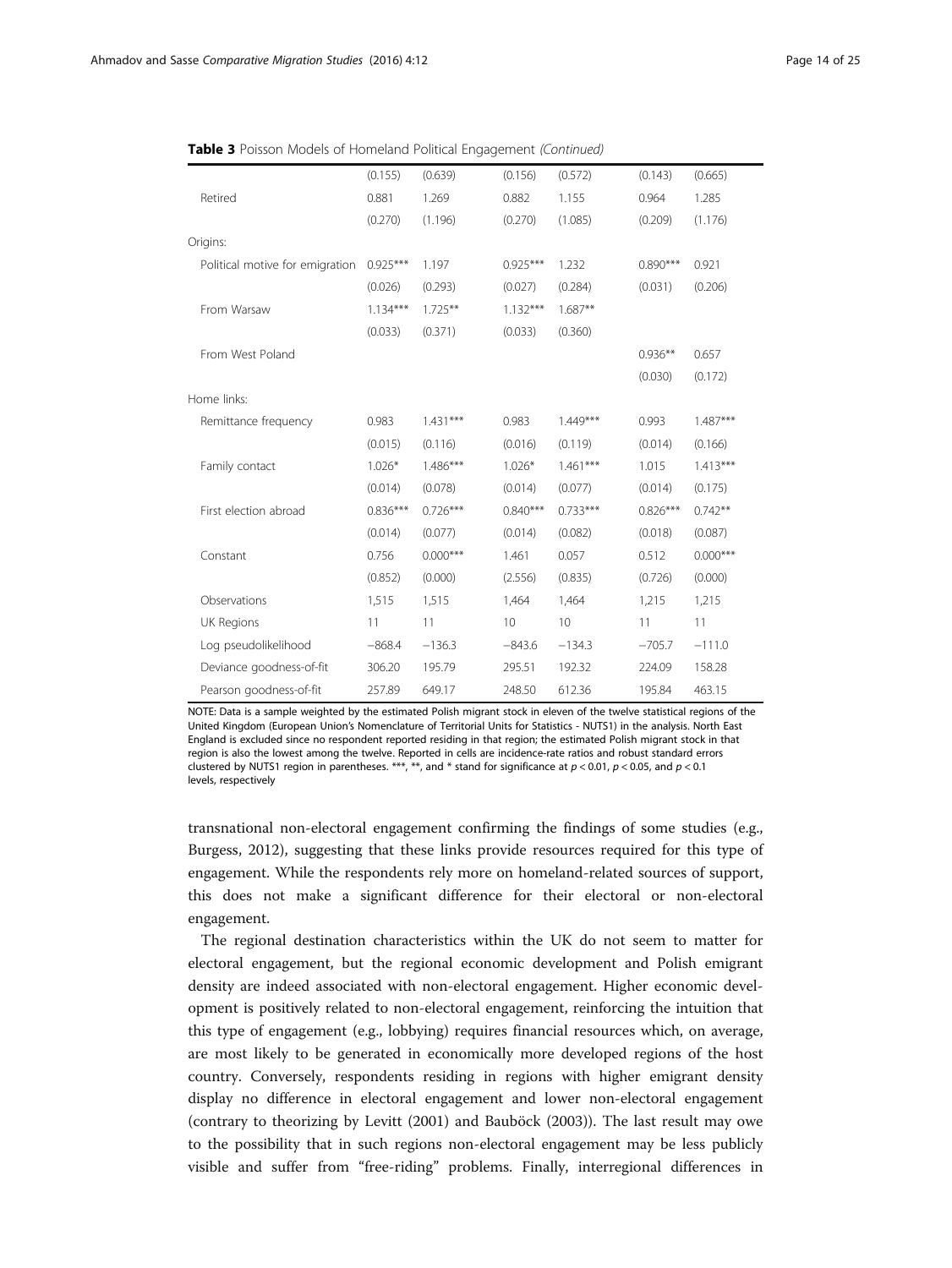**Table 3** Poisson Models of Homeland Political Engagement *(Continued)*

| | | | | | | |
|---|---|---|---|---|---|---|
| | (0.155) | (0.639) | (0.156) | (0.572) | (0.143) | (0.665) |
| Retired | 0.881 | 1.269 | 0.882 | 1.155 | 0.964 | 1.285 |
| | (0.270) | (1.196) | (0.270) | (1.085) | (0.209) | (1.176) |
| Origins: | | | | | | |
| Political motive for emigration | 0.925*** | 1.197 | 0.925*** | 1.232 | 0.890*** | 0.921 |
| | (0.026) | (0.293) | (0.027) | (0.284) | (0.031) | (0.206) |
| From Warsaw | 1.134*** | 1.725** | 1.132*** | 1.687** | | |
| | (0.033) | (0.371) | (0.033) | (0.360) | | |
| From West Poland | | | | | 0.936** | 0.657 |
| | | | | | (0.030) | (0.172) |
| Home links: | | | | | | |
| Remittance frequency | 0.983 | 1.431*** | 0.983 | 1.449*** | 0.993 | 1.487*** |
| | (0.015) | (0.116) | (0.016) | (0.119) | (0.014) | (0.166) |
| Family contact | 1.026* | 1.486*** | 1.026* | 1.461*** | 1.015 | 1.413*** |
| | (0.014) | (0.078) | (0.014) | (0.077) | (0.014) | (0.175) |
| First election abroad | 0.836*** | 0.726*** | 0.840*** | 0.733*** | 0.826*** | 0.742** |
| | (0.014) | (0.077) | (0.014) | (0.082) | (0.018) | (0.087) |
| Constant | 0.756 | 0.000*** | 1.461 | 0.057 | 0.512 | 0.000*** |
| | (0.852) | (0.000) | (2.556) | (0.835) | (0.726) | (0.000) |
| Observations | 1,515 | 1,515 | 1,464 | 1,464 | 1,215 | 1,215 |
| UK Regions | 11 | 11 | 10 | 10 | 11 | 11 |
| Log pseudolikelihood | −868.4 | −136.3 | −843.6 | −134.3 | −705.7 | −111.0 |
| Deviance goodness-of-fit | 306.20 | 195.79 | 295.51 | 192.32 | 224.09 | 158.28 |
| Pearson goodness-of-fit | 257.89 | 649.17 | 248.50 | 612.36 | 195.84 | 463.15 |

NOTE: Data is a sample weighted by the estimated Polish migrant stock in eleven of the twelve statistical regions of the United Kingdom (European Union's Nomenclature of Territorial Units for Statistics - NUTS1) in the analysis. North East England is excluded since no respondent reported residing in that region; the estimated Polish migrant stock in that region is also the lowest among the twelve. Reported in cells are incidence-rate ratios and robust standard errors clustered by NUTS1 region in parentheses. ***, **, and * stand for significance at $p < 0.01$, $p < 0.05$, and $p < 0.1$ levels, respectively

transnational non-electoral engagement confirming the findings of some studies (e.g., Burgess, 2012), suggesting that these links provide resources required for this type of engagement. While the respondents rely more on homeland-related sources of support, this does not make a significant difference for their electoral or non-electoral engagement.

The regional destination characteristics within the UK do not seem to matter for electoral engagement, but the regional economic development and Polish emigrant density are indeed associated with non-electoral engagement. Higher economic development is positively related to non-electoral engagement, reinforcing the intuition that this type of engagement (e.g., lobbying) requires financial resources which, on average, are most likely to be generated in economically more developed regions of the host country. Conversely, respondents residing in regions with higher emigrant density display no difference in electoral engagement and lower non-electoral engagement (contrary to theorizing by Levitt (2001) and Bauböck (2003)). The last result may owe to the possibility that in such regions non-electoral engagement may be less publicly visible and suffer from "free-riding" problems. Finally, interregional differences in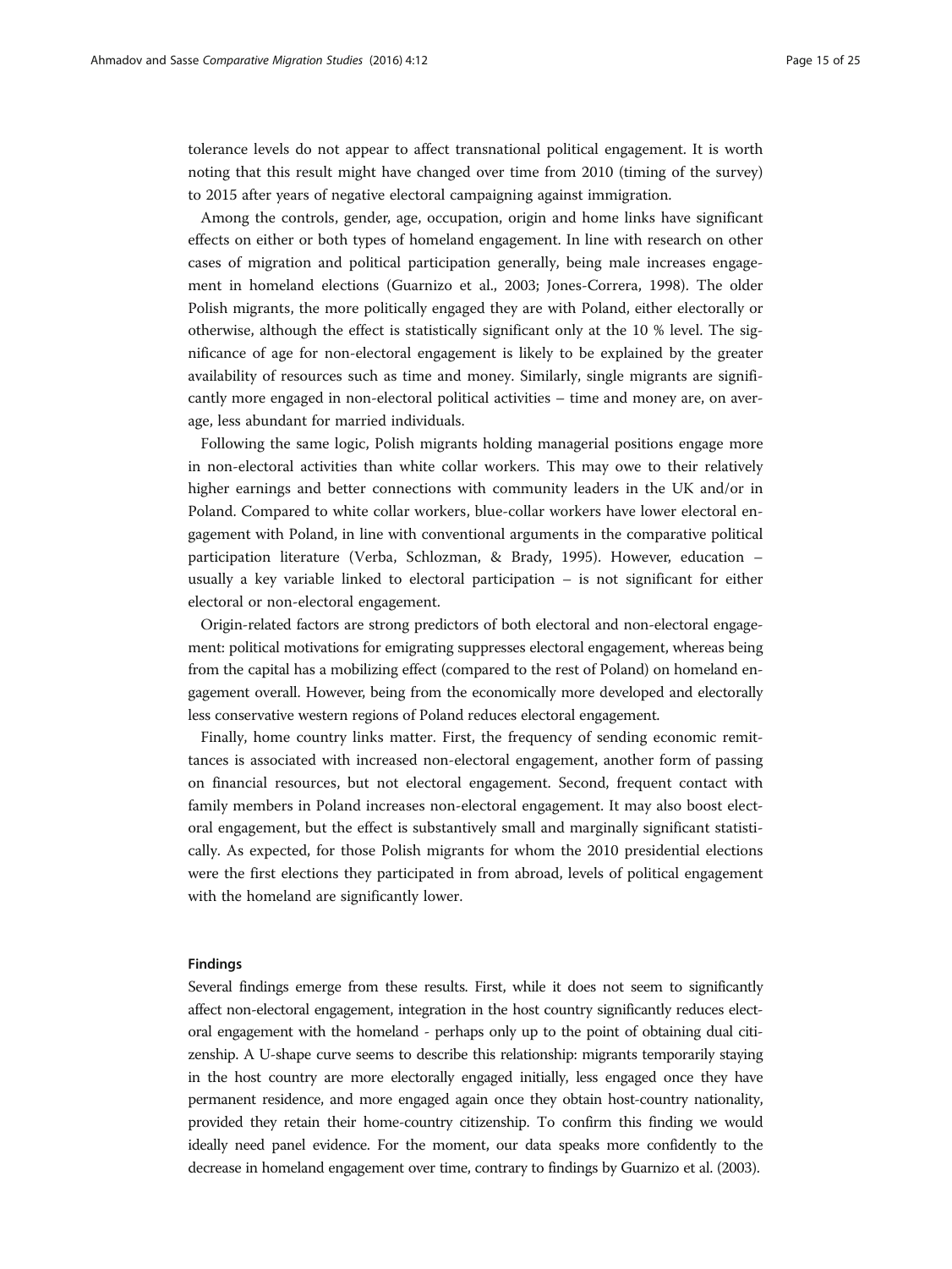tolerance levels do not appear to affect transnational political engagement. It is worth noting that this result might have changed over time from 2010 (timing of the survey) to 2015 after years of negative electoral campaigning against immigration.

Among the controls, gender, age, occupation, origin and home links have significant effects on either or both types of homeland engagement. In line with research on other cases of migration and political participation generally, being male increases engagement in homeland elections (Guarnizo et al., 2003; Jones-Correra, 1998). The older Polish migrants, the more politically engaged they are with Poland, either electorally or otherwise, although the effect is statistically significant only at the 10 % level. The significance of age for non-electoral engagement is likely to be explained by the greater availability of resources such as time and money. Similarly, single migrants are significantly more engaged in non-electoral political activities – time and money are, on average, less abundant for married individuals.

Following the same logic, Polish migrants holding managerial positions engage more in non-electoral activities than white collar workers. This may owe to their relatively higher earnings and better connections with community leaders in the UK and/or in Poland. Compared to white collar workers, blue-collar workers have lower electoral engagement with Poland, in line with conventional arguments in the comparative political participation literature (Verba, Schlozman, & Brady, 1995). However, education – usually a key variable linked to electoral participation – is not significant for either electoral or non-electoral engagement.

Origin-related factors are strong predictors of both electoral and non-electoral engagement: political motivations for emigrating suppresses electoral engagement, whereas being from the capital has a mobilizing effect (compared to the rest of Poland) on homeland engagement overall. However, being from the economically more developed and electorally less conservative western regions of Poland reduces electoral engagement.

Finally, home country links matter. First, the frequency of sending economic remittances is associated with increased non-electoral engagement, another form of passing on financial resources, but not electoral engagement. Second, frequent contact with family members in Poland increases non-electoral engagement. It may also boost electoral engagement, but the effect is substantively small and marginally significant statistically. As expected, for those Polish migrants for whom the 2010 presidential elections were the first elections they participated in from abroad, levels of political engagement with the homeland are significantly lower.

### Findings

Several findings emerge from these results. First, while it does not seem to significantly affect non-electoral engagement, integration in the host country significantly reduces electoral engagement with the homeland - perhaps only up to the point of obtaining dual citizenship. A U-shape curve seems to describe this relationship: migrants temporarily staying in the host country are more electorally engaged initially, less engaged once they have permanent residence, and more engaged again once they obtain host-country nationality, provided they retain their home-country citizenship. To confirm this finding we would ideally need panel evidence. For the moment, our data speaks more confidently to the decrease in homeland engagement over time, contrary to findings by Guarnizo et al. (2003).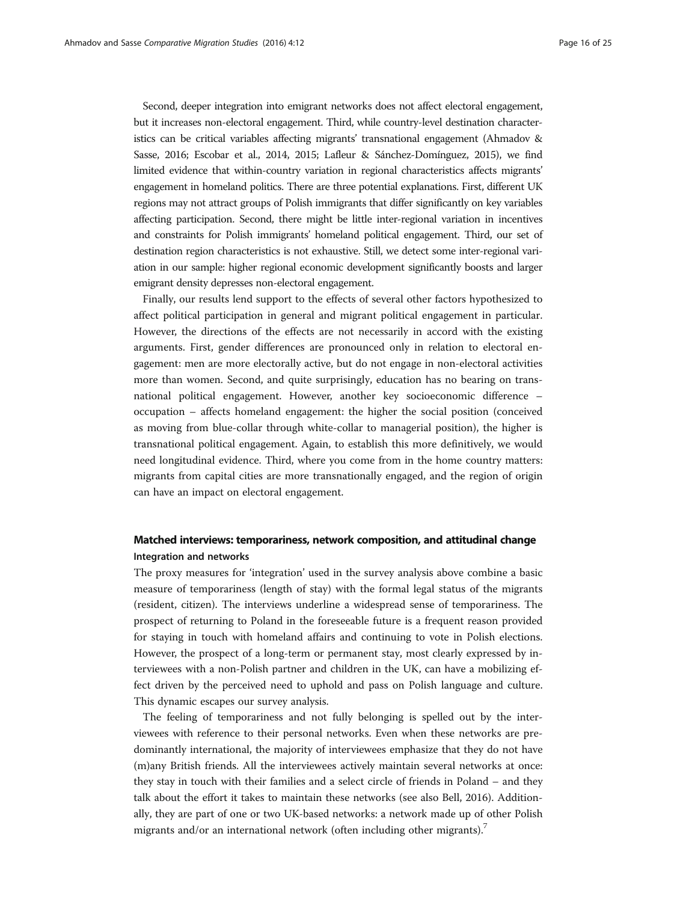Second, deeper integration into emigrant networks does not affect electoral engagement, but it increases non-electoral engagement. Third, while country-level destination characteristics can be critical variables affecting migrants' transnational engagement (Ahmadov & Sasse, 2016; Escobar et al., 2014, 2015; Lafleur & Sánchez-Domínguez, 2015), we find limited evidence that within-country variation in regional characteristics affects migrants' engagement in homeland politics. There are three potential explanations. First, different UK regions may not attract groups of Polish immigrants that differ significantly on key variables affecting participation. Second, there might be little inter-regional variation in incentives and constraints for Polish immigrants' homeland political engagement. Third, our set of destination region characteristics is not exhaustive. Still, we detect some inter-regional variation in our sample: higher regional economic development significantly boosts and larger emigrant density depresses non-electoral engagement.

Finally, our results lend support to the effects of several other factors hypothesized to affect political participation in general and migrant political engagement in particular. However, the directions of the effects are not necessarily in accord with the existing arguments. First, gender differences are pronounced only in relation to electoral engagement: men are more electorally active, but do not engage in non-electoral activities more than women. Second, and quite surprisingly, education has no bearing on transnational political engagement. However, another key socioeconomic difference – occupation – affects homeland engagement: the higher the social position (conceived as moving from blue-collar through white-collar to managerial position), the higher is transnational political engagement. Again, to establish this more definitively, we would need longitudinal evidence. Third, where you come from in the home country matters: migrants from capital cities are more transnationally engaged, and the region of origin can have an impact on electoral engagement.

## Matched interviews: temporariness, network composition, and attitudinal change

### Integration and networks

The proxy measures for 'integration' used in the survey analysis above combine a basic measure of temporariness (length of stay) with the formal legal status of the migrants (resident, citizen). The interviews underline a widespread sense of temporariness. The prospect of returning to Poland in the foreseeable future is a frequent reason provided for staying in touch with homeland affairs and continuing to vote in Polish elections. However, the prospect of a long-term or permanent stay, most clearly expressed by interviewees with a non-Polish partner and children in the UK, can have a mobilizing effect driven by the perceived need to uphold and pass on Polish language and culture. This dynamic escapes our survey analysis.

The feeling of temporariness and not fully belonging is spelled out by the interviewees with reference to their personal networks. Even when these networks are predominantly international, the majority of interviewees emphasize that they do not have (m)any British friends. All the interviewees actively maintain several networks at once: they stay in touch with their families and a select circle of friends in Poland – and they talk about the effort it takes to maintain these networks (see also Bell, 2016). Additionally, they are part of one or two UK-based networks: a network made up of other Polish migrants and/or an international network (often including other migrants).[7]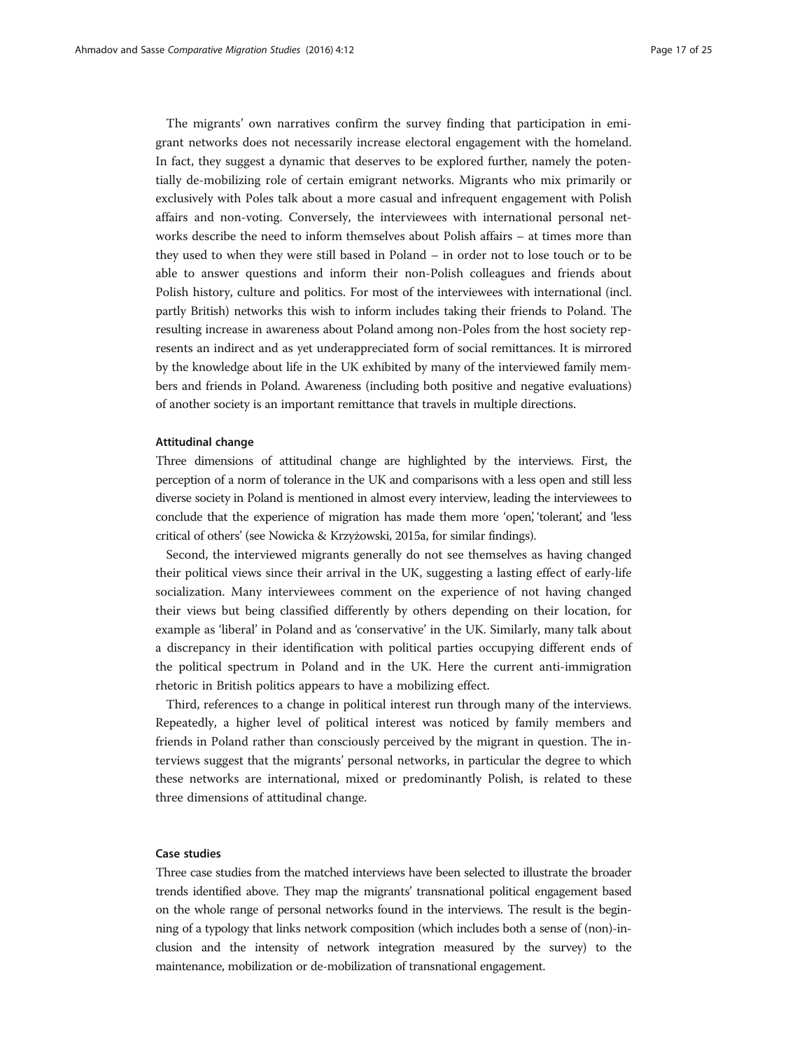The migrants' own narratives confirm the survey finding that participation in emigrant networks does not necessarily increase electoral engagement with the homeland. In fact, they suggest a dynamic that deserves to be explored further, namely the potentially de-mobilizing role of certain emigrant networks. Migrants who mix primarily or exclusively with Poles talk about a more casual and infrequent engagement with Polish affairs and non-voting. Conversely, the interviewees with international personal networks describe the need to inform themselves about Polish affairs – at times more than they used to when they were still based in Poland – in order not to lose touch or to be able to answer questions and inform their non-Polish colleagues and friends about Polish history, culture and politics. For most of the interviewees with international (incl. partly British) networks this wish to inform includes taking their friends to Poland. The resulting increase in awareness about Poland among non-Poles from the host society represents an indirect and as yet underappreciated form of social remittances. It is mirrored by the knowledge about life in the UK exhibited by many of the interviewed family members and friends in Poland. Awareness (including both positive and negative evaluations) of another society is an important remittance that travels in multiple directions.

#### Attitudinal change

Three dimensions of attitudinal change are highlighted by the interviews. First, the perception of a norm of tolerance in the UK and comparisons with a less open and still less diverse society in Poland is mentioned in almost every interview, leading the interviewees to conclude that the experience of migration has made them more 'open,' 'tolerant,' and 'less critical of others' (see Nowicka & Krzyżowski, 2015a, for similar findings).

Second, the interviewed migrants generally do not see themselves as having changed their political views since their arrival in the UK, suggesting a lasting effect of early-life socialization. Many interviewees comment on the experience of not having changed their views but being classified differently by others depending on their location, for example as 'liberal' in Poland and as 'conservative' in the UK. Similarly, many talk about a discrepancy in their identification with political parties occupying different ends of the political spectrum in Poland and in the UK. Here the current anti-immigration rhetoric in British politics appears to have a mobilizing effect.

Third, references to a change in political interest run through many of the interviews. Repeatedly, a higher level of political interest was noticed by family members and friends in Poland rather than consciously perceived by the migrant in question. The interviews suggest that the migrants' personal networks, in particular the degree to which these networks are international, mixed or predominantly Polish, is related to these three dimensions of attitudinal change.

#### Case studies

Three case studies from the matched interviews have been selected to illustrate the broader trends identified above. They map the migrants' transnational political engagement based on the whole range of personal networks found in the interviews. The result is the beginning of a typology that links network composition (which includes both a sense of (non)-inclusion and the intensity of network integration measured by the survey) to the maintenance, mobilization or de-mobilization of transnational engagement.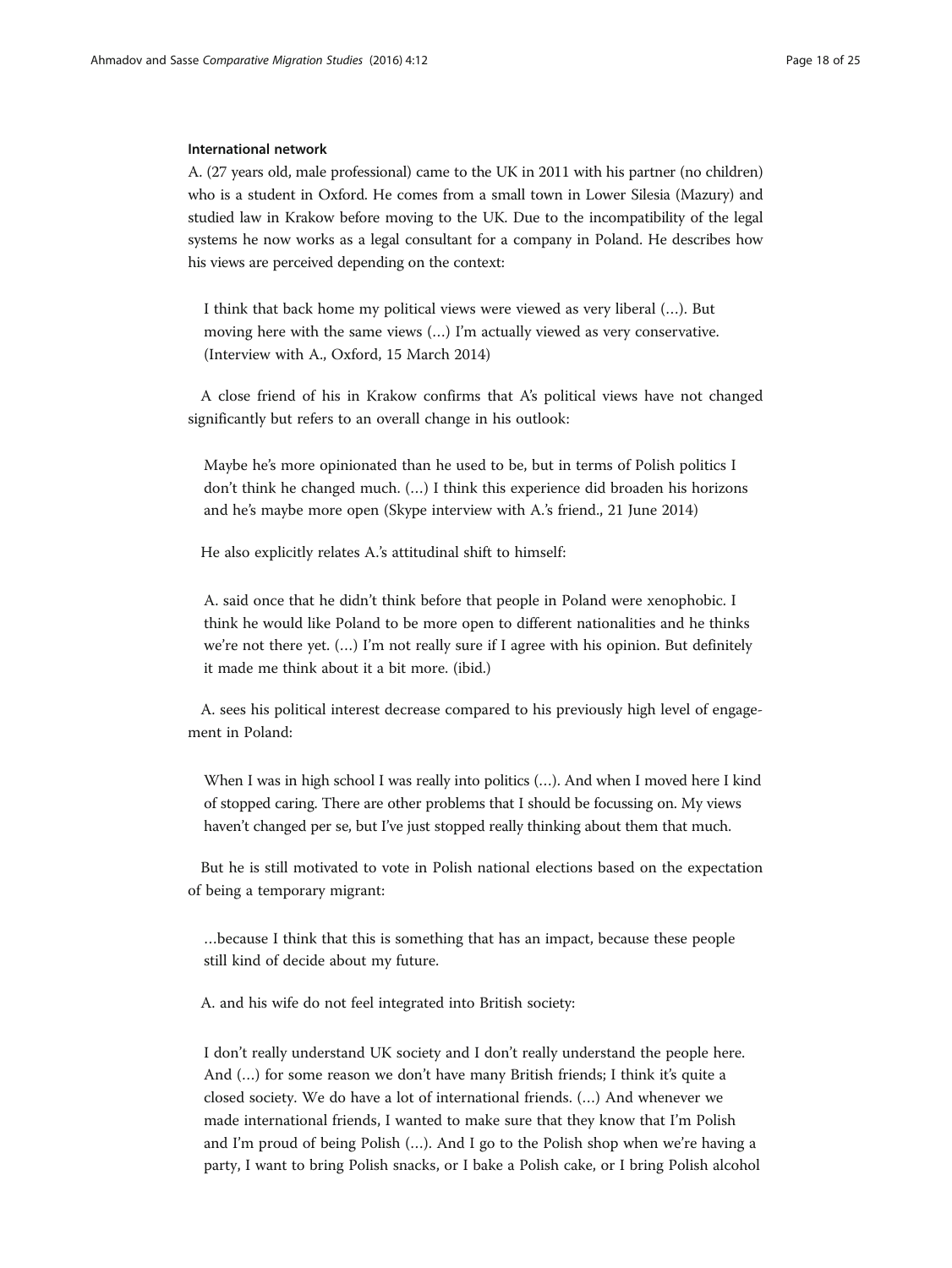#### International network

A. (27 years old, male professional) came to the UK in 2011 with his partner (no children) who is a student in Oxford. He comes from a small town in Lower Silesia (Mazury) and studied law in Krakow before moving to the UK. Due to the incompatibility of the legal systems he now works as a legal consultant for a company in Poland. He describes how his views are perceived depending on the context:

> I think that back home my political views were viewed as very liberal (…). But moving here with the same views (…) I'm actually viewed as very conservative. (Interview with A., Oxford, 15 March 2014)

A close friend of his in Krakow confirms that A's political views have not changed significantly but refers to an overall change in his outlook:

> Maybe he's more opinionated than he used to be, but in terms of Polish politics I don't think he changed much. (…) I think this experience did broaden his horizons and he's maybe more open (Skype interview with A.'s friend., 21 June 2014)

He also explicitly relates A.'s attitudinal shift to himself:

> A. said once that he didn't think before that people in Poland were xenophobic. I think he would like Poland to be more open to different nationalities and he thinks we're not there yet. (…) I'm not really sure if I agree with his opinion. But definitely it made me think about it a bit more. (ibid.)

A. sees his political interest decrease compared to his previously high level of engagement in Poland:

> When I was in high school I was really into politics (…). And when I moved here I kind of stopped caring. There are other problems that I should be focussing on. My views haven't changed per se, but I've just stopped really thinking about them that much.

But he is still motivated to vote in Polish national elections based on the expectation of being a temporary migrant:

> …because I think that this is something that has an impact, because these people still kind of decide about my future.

A. and his wife do not feel integrated into British society:

> I don't really understand UK society and I don't really understand the people here. And (…) for some reason we don't have many British friends; I think it's quite a closed society. We do have a lot of international friends. (…) And whenever we made international friends, I wanted to make sure that they know that I'm Polish and I'm proud of being Polish (…). And I go to the Polish shop when we're having a party, I want to bring Polish snacks, or I bake a Polish cake, or I bring Polish alcohol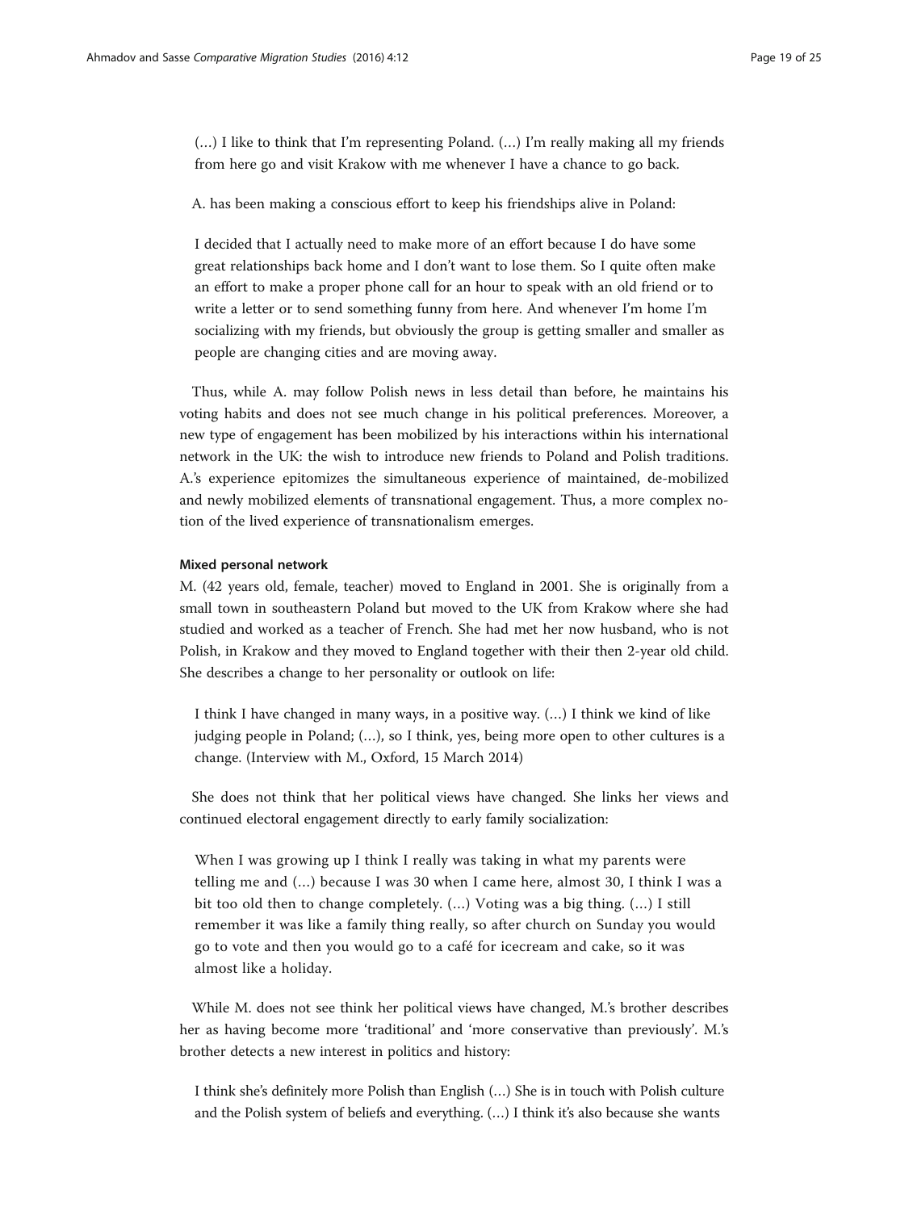> (…) I like to think that I'm representing Poland. (…) I'm really making all my friends from here go and visit Krakow with me whenever I have a chance to go back.

A. has been making a conscious effort to keep his friendships alive in Poland:

> I decided that I actually need to make more of an effort because I do have some great relationships back home and I don't want to lose them. So I quite often make an effort to make a proper phone call for an hour to speak with an old friend or to write a letter or to send something funny from here. And whenever I'm home I'm socializing with my friends, but obviously the group is getting smaller and smaller as people are changing cities and are moving away.

Thus, while A. may follow Polish news in less detail than before, he maintains his voting habits and does not see much change in his political preferences. Moreover, a new type of engagement has been mobilized by his interactions within his international network in the UK: the wish to introduce new friends to Poland and Polish traditions. A.'s experience epitomizes the simultaneous experience of maintained, de-mobilized and newly mobilized elements of transnational engagement. Thus, a more complex notion of the lived experience of transnationalism emerges.

#### Mixed personal network

M. (42 years old, female, teacher) moved to England in 2001. She is originally from a small town in southeastern Poland but moved to the UK from Krakow where she had studied and worked as a teacher of French. She had met her now husband, who is not Polish, in Krakow and they moved to England together with their then 2-year old child. She describes a change to her personality or outlook on life:

> I think I have changed in many ways, in a positive way. (…) I think we kind of like judging people in Poland; (…), so I think, yes, being more open to other cultures is a change. (Interview with M., Oxford, 15 March 2014)

She does not think that her political views have changed. She links her views and continued electoral engagement directly to early family socialization:

> When I was growing up I think I really was taking in what my parents were telling me and (…) because I was 30 when I came here, almost 30, I think I was a bit too old then to change completely. (…) Voting was a big thing. (…) I still remember it was like a family thing really, so after church on Sunday you would go to vote and then you would go to a café for icecream and cake, so it was almost like a holiday.

While M. does not see think her political views have changed, M.'s brother describes her as having become more 'traditional' and 'more conservative than previously'. M.'s brother detects a new interest in politics and history:

> I think she's definitely more Polish than English (…) She is in touch with Polish culture and the Polish system of beliefs and everything. (…) I think it's also because she wants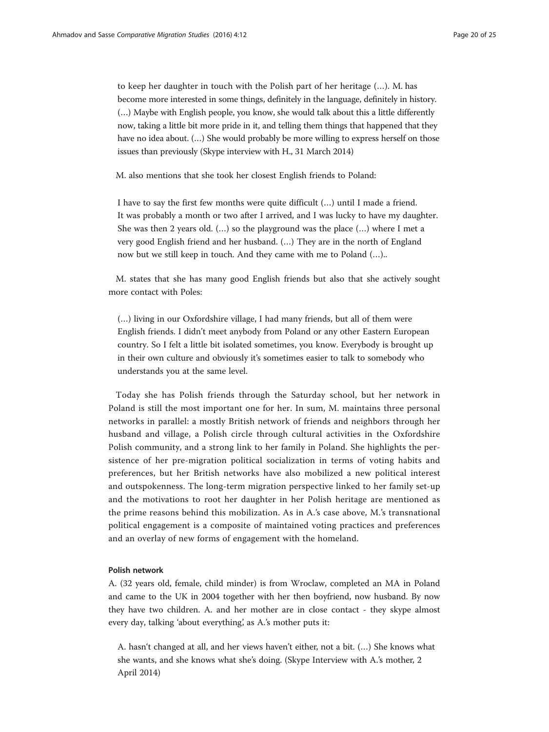> to keep her daughter in touch with the Polish part of her heritage (…). M. has become more interested in some things, definitely in the language, definitely in history. (…) Maybe with English people, you know, she would talk about this a little differently now, taking a little bit more pride in it, and telling them things that happened that they have no idea about. (…) She would probably be more willing to express herself on those issues than previously (Skype interview with H., 31 March 2014)

M. also mentions that she took her closest English friends to Poland:

> I have to say the first few months were quite difficult (…) until I made a friend. It was probably a month or two after I arrived, and I was lucky to have my daughter. She was then 2 years old. (…) so the playground was the place (…) where I met a very good English friend and her husband. (…) They are in the north of England now but we still keep in touch. And they came with me to Poland (…)..

M. states that she has many good English friends but also that she actively sought more contact with Poles:

> (…) living in our Oxfordshire village, I had many friends, but all of them were English friends. I didn't meet anybody from Poland or any other Eastern European country. So I felt a little bit isolated sometimes, you know. Everybody is brought up in their own culture and obviously it's sometimes easier to talk to somebody who understands you at the same level.

Today she has Polish friends through the Saturday school, but her network in Poland is still the most important one for her. In sum, M. maintains three personal networks in parallel: a mostly British network of friends and neighbors through her husband and village, a Polish circle through cultural activities in the Oxfordshire Polish community, and a strong link to her family in Poland. She highlights the persistence of her pre-migration political socialization in terms of voting habits and preferences, but her British networks have also mobilized a new political interest and outspokenness. The long-term migration perspective linked to her family set-up and the motivations to root her daughter in her Polish heritage are mentioned as the prime reasons behind this mobilization. As in A.'s case above, M.'s transnational political engagement is a composite of maintained voting practices and preferences and an overlay of new forms of engagement with the homeland.

#### Polish network

A. (32 years old, female, child minder) is from Wroclaw, completed an MA in Poland and came to the UK in 2004 together with her then boyfriend, now husband. By now they have two children. A. and her mother are in close contact - they skype almost every day, talking 'about everything', as A.'s mother puts it:

> A. hasn't changed at all, and her views haven't either, not a bit. (…) She knows what she wants, and she knows what she's doing. (Skype Interview with A.'s mother, 2 April 2014)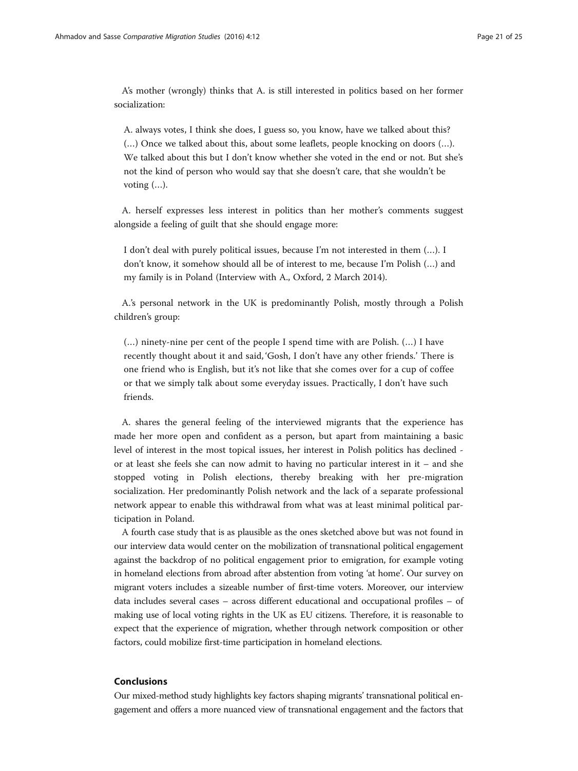A's mother (wrongly) thinks that A. is still interested in politics based on her former socialization:

> A. always votes, I think she does, I guess so, you know, have we talked about this? (…) Once we talked about this, about some leaflets, people knocking on doors (…). We talked about this but I don't know whether she voted in the end or not. But she's not the kind of person who would say that she doesn't care, that she wouldn't be voting (…).

A. herself expresses less interest in politics than her mother's comments suggest alongside a feeling of guilt that she should engage more:

> I don't deal with purely political issues, because I'm not interested in them (…). I don't know, it somehow should all be of interest to me, because I'm Polish (…) and my family is in Poland (Interview with A., Oxford, 2 March 2014).

A.'s personal network in the UK is predominantly Polish, mostly through a Polish children's group:

> (…) ninety-nine per cent of the people I spend time with are Polish. (…) I have recently thought about it and said, 'Gosh, I don't have any other friends.' There is one friend who is English, but it's not like that she comes over for a cup of coffee or that we simply talk about some everyday issues. Practically, I don't have such friends.

A. shares the general feeling of the interviewed migrants that the experience has made her more open and confident as a person, but apart from maintaining a basic level of interest in the most topical issues, her interest in Polish politics has declined - or at least she feels she can now admit to having no particular interest in it – and she stopped voting in Polish elections, thereby breaking with her pre-migration socialization. Her predominantly Polish network and the lack of a separate professional network appear to enable this withdrawal from what was at least minimal political participation in Poland.

A fourth case study that is as plausible as the ones sketched above but was not found in our interview data would center on the mobilization of transnational political engagement against the backdrop of no political engagement prior to emigration, for example voting in homeland elections from abroad after abstention from voting 'at home'. Our survey on migrant voters includes a sizeable number of first-time voters. Moreover, our interview data includes several cases – across different educational and occupational profiles – of making use of local voting rights in the UK as EU citizens. Therefore, it is reasonable to expect that the experience of migration, whether through network composition or other factors, could mobilize first-time participation in homeland elections.

## Conclusions

Our mixed-method study highlights key factors shaping migrants' transnational political engagement and offers a more nuanced view of transnational engagement and the factors that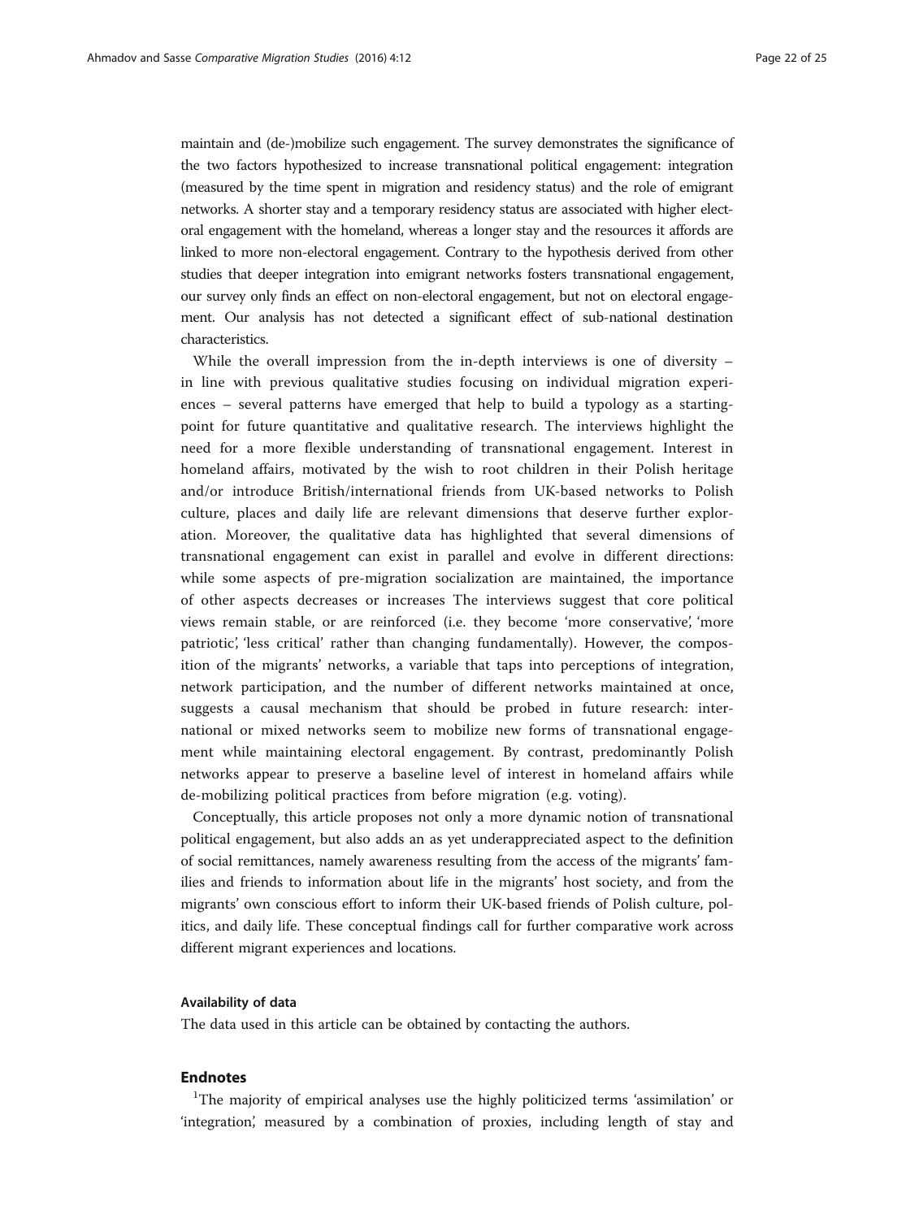maintain and (de-)mobilize such engagement. The survey demonstrates the significance of the two factors hypothesized to increase transnational political engagement: integration (measured by the time spent in migration and residency status) and the role of emigrant networks. A shorter stay and a temporary residency status are associated with higher electoral engagement with the homeland, whereas a longer stay and the resources it affords are linked to more non-electoral engagement. Contrary to the hypothesis derived from other studies that deeper integration into emigrant networks fosters transnational engagement, our survey only finds an effect on non-electoral engagement, but not on electoral engagement. Our analysis has not detected a significant effect of sub-national destination characteristics.

While the overall impression from the in-depth interviews is one of diversity – in line with previous qualitative studies focusing on individual migration experiences – several patterns have emerged that help to build a typology as a starting-point for future quantitative and qualitative research. The interviews highlight the need for a more flexible understanding of transnational engagement. Interest in homeland affairs, motivated by the wish to root children in their Polish heritage and/or introduce British/international friends from UK-based networks to Polish culture, places and daily life are relevant dimensions that deserve further exploration. Moreover, the qualitative data has highlighted that several dimensions of transnational engagement can exist in parallel and evolve in different directions: while some aspects of pre-migration socialization are maintained, the importance of other aspects decreases or increases The interviews suggest that core political views remain stable, or are reinforced (i.e. they become 'more conservative', 'more patriotic', 'less critical' rather than changing fundamentally). However, the composition of the migrants' networks, a variable that taps into perceptions of integration, network participation, and the number of different networks maintained at once, suggests a causal mechanism that should be probed in future research: international or mixed networks seem to mobilize new forms of transnational engagement while maintaining electoral engagement. By contrast, predominantly Polish networks appear to preserve a baseline level of interest in homeland affairs while de-mobilizing political practices from before migration (e.g. voting).

Conceptually, this article proposes not only a more dynamic notion of transnational political engagement, but also adds an as yet underappreciated aspect to the definition of social remittances, namely awareness resulting from the access of the migrants' families and friends to information about life in the migrants' host society, and from the migrants' own conscious effort to inform their UK-based friends of Polish culture, politics, and daily life. These conceptual findings call for further comparative work across different migrant experiences and locations.

#### Availability of data

The data used in this article can be obtained by contacting the authors.

### Endnotes

[1]The majority of empirical analyses use the highly politicized terms 'assimilation' or 'integration', measured by a combination of proxies, including length of stay and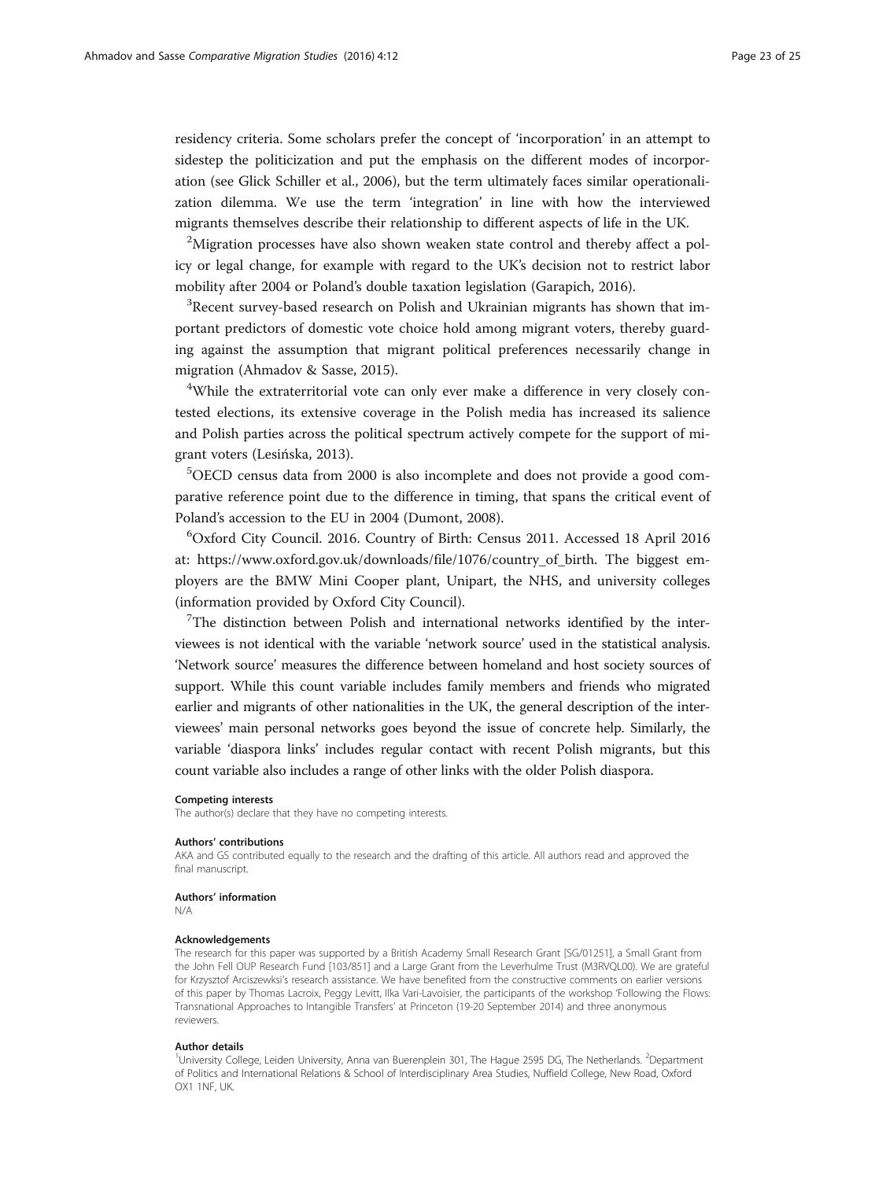residency criteria. Some scholars prefer the concept of 'incorporation' in an attempt to sidestep the politicization and put the emphasis on the different modes of incorporation (see Glick Schiller et al., 2006), but the term ultimately faces similar operationalization dilemma. We use the term 'integration' in line with how the interviewed migrants themselves describe their relationship to different aspects of life in the UK.

[2]Migration processes have also shown weaken state control and thereby affect a policy or legal change, for example with regard to the UK's decision not to restrict labor mobility after 2004 or Poland's double taxation legislation (Garapich, 2016).

[3]Recent survey-based research on Polish and Ukrainian migrants has shown that important predictors of domestic vote choice hold among migrant voters, thereby guarding against the assumption that migrant political preferences necessarily change in migration (Ahmadov & Sasse, 2015).

[4]While the extraterritorial vote can only ever make a difference in very closely contested elections, its extensive coverage in the Polish media has increased its salience and Polish parties across the political spectrum actively compete for the support of migrant voters (Lesińska, 2013).

[5]OECD census data from 2000 is also incomplete and does not provide a good comparative reference point due to the difference in timing, that spans the critical event of Poland's accession to the EU in 2004 (Dumont, 2008).

[6]Oxford City Council. 2016. Country of Birth: Census 2011. Accessed 18 April 2016 at: https://www.oxford.gov.uk/downloads/file/1076/country_of_birth. The biggest employers are the BMW Mini Cooper plant, Unipart, the NHS, and university colleges (information provided by Oxford City Council).

[7]The distinction between Polish and international networks identified by the interviewees is not identical with the variable 'network source' used in the statistical analysis. 'Network source' measures the difference between homeland and host society sources of support. While this count variable includes family members and friends who migrated earlier and migrants of other nationalities in the UK, the general description of the interviewees' main personal networks goes beyond the issue of concrete help. Similarly, the variable 'diaspora links' includes regular contact with recent Polish migrants, but this count variable also includes a range of other links with the older Polish diaspora.

#### Competing interests

The author(s) declare that they have no competing interests.

#### Authors' contributions

AKA and GS contributed equally to the research and the drafting of this article. All authors read and approved the final manuscript.

#### Authors' information

N/A

#### Acknowledgements

The research for this paper was supported by a British Academy Small Research Grant [SG/01251], a Small Grant from the John Fell OUP Research Fund [103/851] and a Large Grant from the Leverhulme Trust (M3RVQL00). We are grateful for Krzysztof Arciszewksi's research assistance. We have benefited from the constructive comments on earlier versions of this paper by Thomas Lacroix, Peggy Levitt, Ilka Vari-Lavoisier, the participants of the workshop 'Following the Flows: Transnational Approaches to Intangible Transfers' at Princeton (19-20 September 2014) and three anonymous reviewers.

#### Author details

[1]University College, Leiden University, Anna van Buerenplein 301, The Hague 2595 DG, The Netherlands. [2]Department of Politics and International Relations & School of Interdisciplinary Area Studies, Nuffield College, New Road, Oxford OX1 1NF, UK.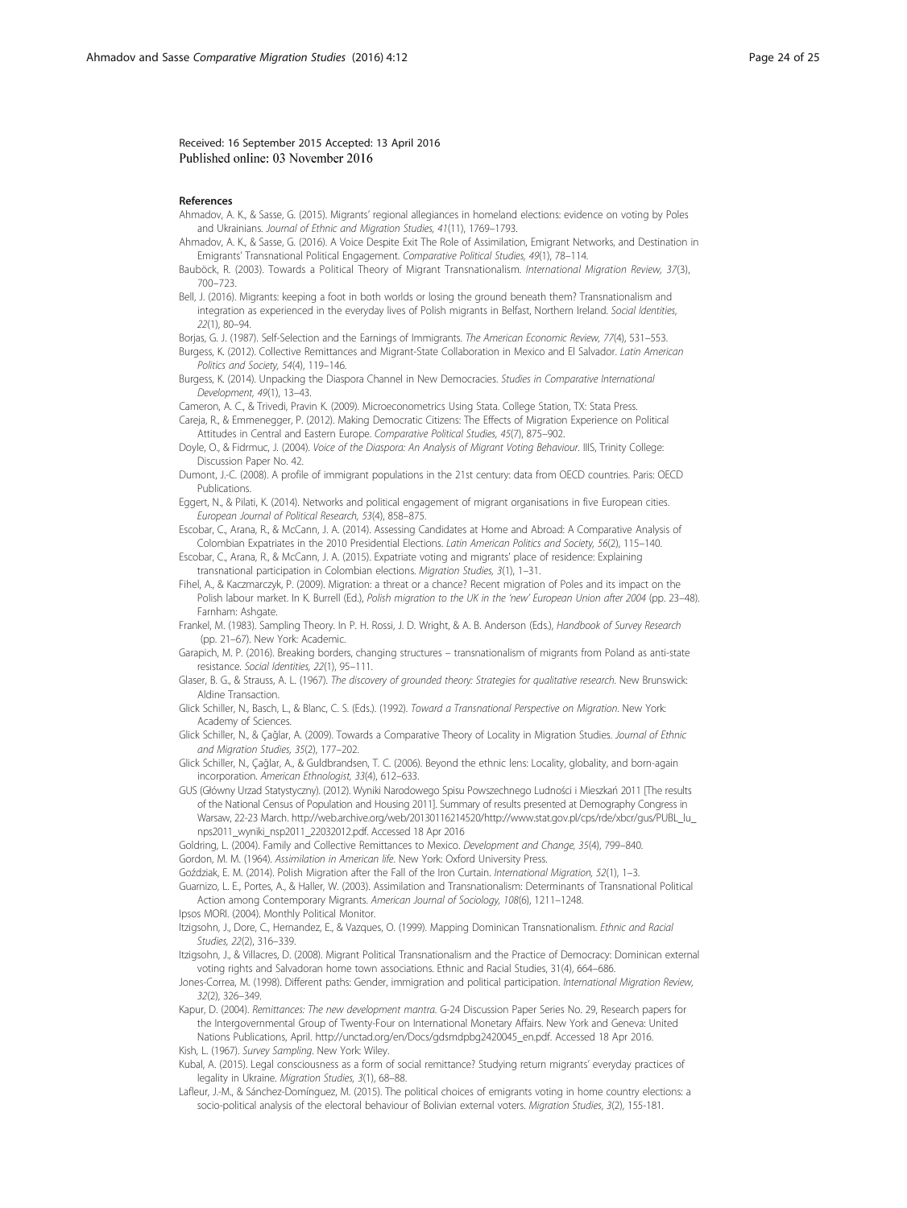Received: 16 September 2015 Accepted: 13 April 2016
Published online: 03 November 2016

#### References

Ahmadov, A. K., & Sasse, G. (2015). Migrants' regional allegiances in homeland elections: evidence on voting by Poles and Ukrainians. *Journal of Ethnic and Migration Studies, 41*(11), 1769–1793.

Ahmadov, A. K., & Sasse, G. (2016). A Voice Despite Exit The Role of Assimilation, Emigrant Networks, and Destination in Emigrants' Transnational Political Engagement. *Comparative Political Studies, 49*(1), 78–114.

Bauböck, R. (2003). Towards a Political Theory of Migrant Transnationalism. *International Migration Review, 37*(3), 700–723.

Bell, J. (2016). Migrants: keeping a foot in both worlds or losing the ground beneath them? Transnationalism and integration as experienced in the everyday lives of Polish migrants in Belfast, Northern Ireland. *Social Identities, 22*(1), 80–94.

Borjas, G. J. (1987). Self-Selection and the Earnings of Immigrants. *The American Economic Review, 77*(4), 531–553.

Burgess, K. (2012). Collective Remittances and Migrant-State Collaboration in Mexico and El Salvador. *Latin American Politics and Society, 54*(4), 119–146.

Burgess, K. (2014). Unpacking the Diaspora Channel in New Democracies. *Studies in Comparative International Development, 49*(1), 13–43.

Cameron, A. C., & Trivedi, Pravin K. (2009). Microeconometrics Using Stata. College Station, TX: Stata Press.

Careja, R., & Emmenegger, P. (2012). Making Democratic Citizens: The Effects of Migration Experience on Political Attitudes in Central and Eastern Europe. *Comparative Political Studies, 45*(7), 875–902.

Doyle, O., & Fidrmuc, J. (2004). *Voice of the Diaspora: An Analysis of Migrant Voting Behaviour*. IIIS, Trinity College: Discussion Paper No. 42.

Dumont, J.-C. (2008). A profile of immigrant populations in the 21st century: data from OECD countries. Paris: OECD Publications.

Eggert, N., & Pilati, K. (2014). Networks and political engagement of migrant organisations in five European cities. *European Journal of Political Research, 53*(4), 858–875.

Escobar, C., Arana, R., & McCann, J. A. (2014). Assessing Candidates at Home and Abroad: A Comparative Analysis of Colombian Expatriates in the 2010 Presidential Elections. *Latin American Politics and Society, 56*(2), 115–140.

Escobar, C., Arana, R., & McCann, J. A. (2015). Expatriate voting and migrants' place of residence: Explaining transnational participation in Colombian elections. *Migration Studies, 3*(1), 1–31.

Fihel, A., & Kaczmarczyk, P. (2009). Migration: a threat or a chance? Recent migration of Poles and its impact on the Polish labour market. In K. Burrell (Ed.), *Polish migration to the UK in the 'new' European Union after 2004* (pp. 23–48). Farnham: Ashgate.

Frankel, M. (1983). Sampling Theory. In P. H. Rossi, J. D. Wright, & A. B. Anderson (Eds.), *Handbook of Survey Research* (pp. 21–67). New York: Academic.

Garapich, M. P. (2016). Breaking borders, changing structures – transnationalism of migrants from Poland as anti-state resistance. *Social Identities, 22*(1), 95–111.

Glaser, B. G., & Strauss, A. L. (1967). *The discovery of grounded theory: Strategies for qualitative research*. New Brunswick: Aldine Transaction.

Glick Schiller, N., Basch, L., & Blanc, C. S. (Eds.). (1992). *Toward a Transnational Perspective on Migration*. New York: Academy of Sciences.

Glick Schiller, N., & Çağlar, A. (2009). Towards a Comparative Theory of Locality in Migration Studies. *Journal of Ethnic and Migration Studies, 35*(2), 177–202.

Glick Schiller, N., Çağlar, A., & Guldbrandsen, T. C. (2006). Beyond the ethnic lens: Locality, globality, and born-again incorporation. *American Ethnologist, 33*(4), 612–633.

GUS (Główny Urzad Statystyczny). (2012). Wyniki Narodowego Spisu Powszechnego Ludności i Mieszkań 2011 [The results of the National Census of Population and Housing 2011]. Summary of results presented at Demography Congress in Warsaw, 22-23 March. http://web.archive.org/web/20130116214520/http://www.stat.gov.pl/cps/rde/xbcr/gus/PUBL_lu_nps2011_wyniki_nsp2011_22032012.pdf. Accessed 18 Apr 2016

Goldring, L. (2004). Family and Collective Remittances to Mexico. *Development and Change, 35*(4), 799–840.

Gordon, M. M. (1964). *Assimilation in American life*. New York: Oxford University Press.

Goździak, E. M. (2014). Polish Migration after the Fall of the Iron Curtain. *International Migration, 52*(1), 1–3.

Guarnizo, L. E., Portes, A., & Haller, W. (2003). Assimilation and Transnationalism: Determinants of Transnational Political Action among Contemporary Migrants. *American Journal of Sociology, 108*(6), 1211–1248.

Ipsos MORI. (2004). Monthly Political Monitor.

Itzigsohn, J., Dore, C., Hernandez, E., & Vazques, O. (1999). Mapping Dominican Transnationalism. *Ethnic and Racial Studies, 22*(2), 316–339.

Itzigsohn, J., & Villacres, D. (2008). Migrant Political Transnationalism and the Practice of Democracy: Dominican external voting rights and Salvadoran home town associations. Ethnic and Racial Studies, 31(4), 664–686.

Jones-Correa, M. (1998). Different paths: Gender, immigration and political participation. *International Migration Review, 32*(2), 326–349.

Kapur, D. (2004). *Remittances: The new development mantra*. G-24 Discussion Paper Series No. 29, Research papers for the Intergovernmental Group of Twenty-Four on International Monetary Affairs. New York and Geneva: United Nations Publications, April. http://unctad.org/en/Docs/gdsmdpbg2420045_en.pdf. Accessed 18 Apr 2016.

Kish, L. (1967). *Survey Sampling*. New York: Wiley.

Kubal, A. (2015). Legal consciousness as a form of social remittance? Studying return migrants' everyday practices of legality in Ukraine. *Migration Studies, 3*(1), 68–88.

Lafleur, J.-M., & Sánchez-Domínguez, M. (2015). The political choices of emigrants voting in home country elections: a socio-political analysis of the electoral behaviour of Bolivian external voters. *Migration Studies, 3*(2), 155-181.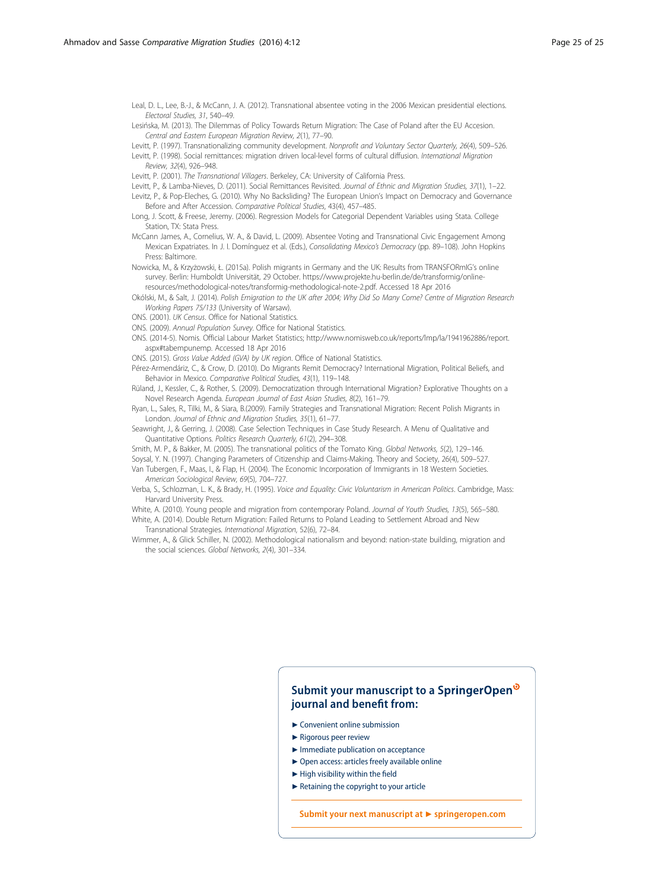Leal, D. L., Lee, B.-J., & McCann, J. A. (2012). Transnational absentee voting in the 2006 Mexican presidential elections. *Electoral Studies, 31*, 540–49.

Lesińska, M. (2013). The Dilemmas of Policy Towards Return Migration: The Case of Poland after the EU Accesion. *Central and Eastern European Migration Review, 2*(1), 77–90.

Levitt, P. (1997). Transnationalizing community development. *Nonprofit and Voluntary Sector Quarterly, 26*(4), 509–526.

Levitt, P. (1998). Social remittances: migration driven local-level forms of cultural diffusion. *International Migration Review, 32*(4), 926–948.

Levitt, P. (2001). *The Transnational Villagers*. Berkeley, CA: University of California Press.

Levitt, P., & Lamba-Nieves, D. (2011). Social Remittances Revisited. *Journal of Ethnic and Migration Studies, 37*(1), 1–22.

Levitz, P., & Pop-Eleches, G. (2010). Why No Backsliding? The European Union's Impact on Democracy and Governance Before and After Accession. *Comparative Political Studies*, 43(4), 457–485.

Long, J. Scott, & Freese, Jeremy. (2006). Regression Models for Categorial Dependent Variables using Stata. College Station, TX: Stata Press.

McCann James, A., Cornelius, W. A., & David, L. (2009). Absentee Voting and Transnational Civic Engagement Among Mexican Expatriates. In J. I. Domínguez et al. (Eds.), *Consolidating Mexico's Democracy* (pp. 89–108). John Hopkins Press: Baltimore.

Nowicka, M., & Krzyżowski, Ł. (2015a). Polish migrants in Germany and the UK: Results from TRANSFORmIG's online survey. Berlin: Humboldt Universität, 29 October. https://www.projekte.hu-berlin.de/de/transformig/online-resources/methodological-notes/transformig-methodological-note-2.pdf. Accessed 18 Apr 2016

Okólski, M., & Salt, J. (2014). *Polish Emigration to the UK after 2004; Why Did So Many Come? Centre of Migration Research Working Papers 75/133* (University of Warsaw).

ONS. (2001). *UK Census*. Office for National Statistics.

ONS. (2009). *Annual Population Survey*. Office for National Statistics.

ONS. (2014-5). Nomis. Official Labour Market Statistics; http://www.nomisweb.co.uk/reports/lmp/la/1941962886/report.aspx#tabempunemp. Accessed 18 Apr 2016

ONS. (2015). *Gross Value Added (GVA) by UK region*. Office of National Statistics.

Pérez-Armendáriz, C., & Crow, D. (2010). Do Migrants Remit Democracy? International Migration, Political Beliefs, and Behavior in Mexico. *Comparative Political Studies, 43*(1), 119–148.

Rüland, J., Kessler, C., & Rother, S. (2009). Democratization through International Migration? Explorative Thoughts on a Novel Research Agenda. *European Journal of East Asian Studies, 8*(2), 161–79.

Ryan, L., Sales, R., Tilki, M., & Siara, B.(2009). Family Strategies and Transnational Migration: Recent Polish Migrants in London. *Journal of Ethnic and Migration Studies, 35*(1), 61–77.

Seawright, J., & Gerring, J. (2008). Case Selection Techniques in Case Study Research. A Menu of Qualitative and Quantitative Options. *Politics Research Quarterly, 61*(2), 294–308.

Smith, M. P., & Bakker, M. (2005). The transnational politics of the Tomato King. *Global Networks, 5*(2), 129–146.

Soysal, Y. N. (1997). Changing Parameters of Citizenship and Claims-Making. Theory and Society, 26(4), 509–527.

Van Tubergen, F., Maas, I., & Flap, H. (2004). The Economic Incorporation of Immigrants in 18 Western Societies. *American Sociological Review, 69*(5), 704–727.

Verba, S., Schlozman, L. K., & Brady, H. (1995). *Voice and Equality: Civic Voluntarism in American Politics*. Cambridge, Mass: Harvard University Press.

White, A. (2010). Young people and migration from contemporary Poland. *Journal of Youth Studies, 13*(5), 565–580.

White, A. (2014). Double Return Migration: Failed Returns to Poland Leading to Settlement Abroad and New Transnational Strategies. *International Migration*, 52(6), 72–84.

Wimmer, A., & Glick Schiller, N. (2002). Methodological nationalism and beyond: nation-state building, migration and the social sciences. *Global Networks, 2*(4), 301–334.

**Submit your manuscript to a SpringerOpen journal and benefit from:**

- ► Convenient online submission
- ► Rigorous peer review
- ► Immediate publication on acceptance
- ► Open access: articles freely available online
- ► High visibility within the field
- ► Retaining the copyright to your article

**Submit your next manuscript at ► springeropen.com**